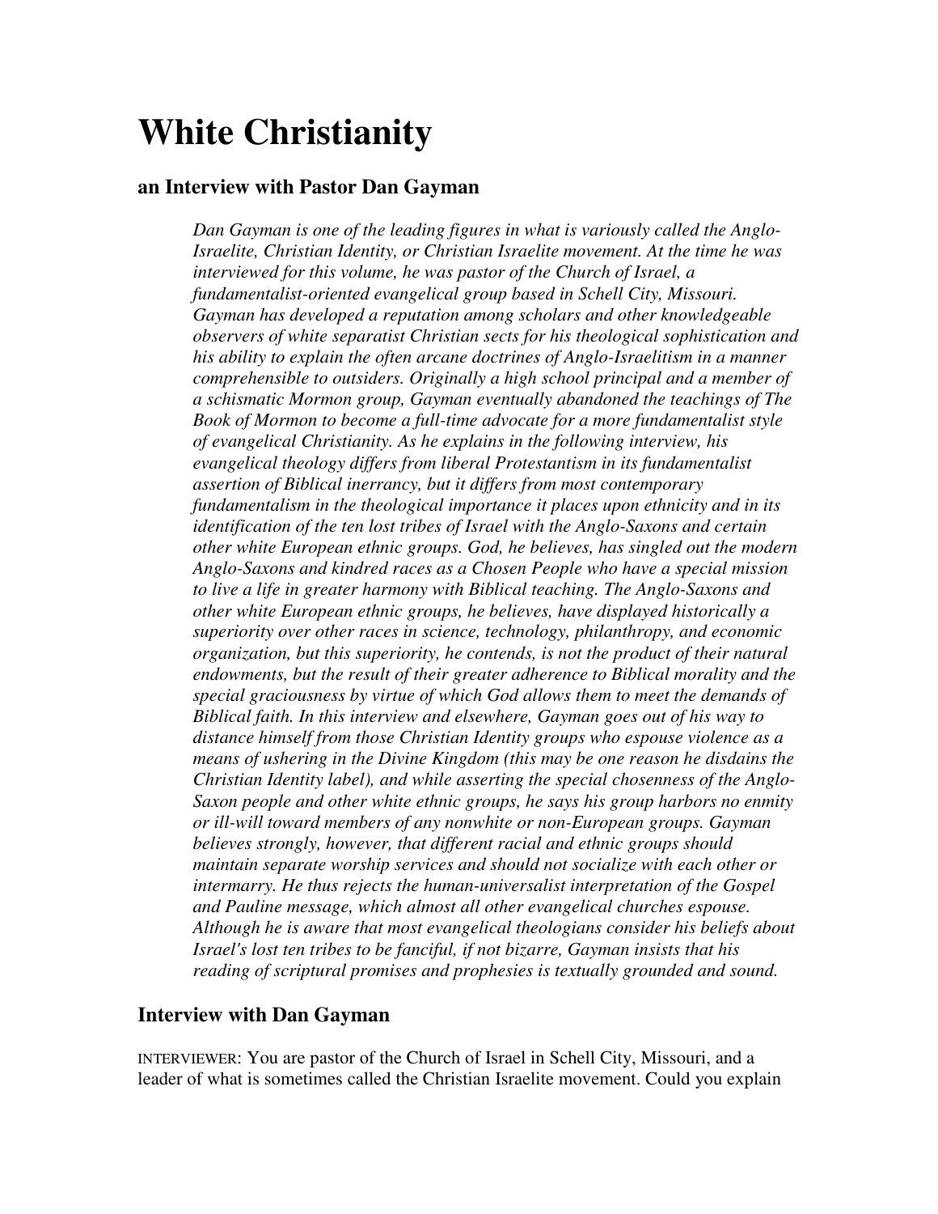# White Christianity

### an Interview with Pastor Dan Gayman

*Dan Gayman is one of the leading figures in what is variously called the Anglo-Israelite, Christian Identity, or Christian Israelite movement. At the time he was interviewed for this volume, he was pastor of the Church of Israel, a fundamentalist-oriented evangelical group based in Schell City, Missouri. Gayman has developed a reputation among scholars and other knowledgeable observers of white separatist Christian sects for his theological sophistication and his ability to explain the often arcane doctrines of Anglo-Israelitism in a manner comprehensible to outsiders. Originally a high school principal and a member of a schismatic Mormon group, Gayman eventually abandoned the teachings of The Book of Mormon to become a full-time advocate for a more fundamentalist style of evangelical Christianity. As he explains in the following interview, his evangelical theology differs from liberal Protestantism in its fundamentalist assertion of Biblical inerrancy, but it differs from most contemporary fundamentalism in the theological importance it places upon ethnicity and in its identification of the ten lost tribes of Israel with the Anglo-Saxons and certain other white European ethnic groups. God, he believes, has singled out the modern Anglo-Saxons and kindred races as a Chosen People who have a special mission to live a life in greater harmony with Biblical teaching. The Anglo-Saxons and other white European ethnic groups, he believes, have displayed historically a superiority over other races in science, technology, philanthropy, and economic organization, but this superiority, he contends, is not the product of their natural endowments, but the result of their greater adherence to Biblical morality and the special graciousness by virtue of which God allows them to meet the demands of Biblical faith. In this interview and elsewhere, Gayman goes out of his way to distance himself from those Christian Identity groups who espouse violence as a means of ushering in the Divine Kingdom (this may be one reason he disdains the Christian Identity label), and while asserting the special chosenness of the Anglo-Saxon people and other white ethnic groups, he says his group harbors no enmity or ill-will toward members of any nonwhite or non-European groups. Gayman believes strongly, however, that different racial and ethnic groups should maintain separate worship services and should not socialize with each other or intermarry. He thus rejects the human-universalist interpretation of the Gospel and Pauline message, which almost all other evangelical churches espouse. Although he is aware that most evangelical theologians consider his beliefs about Israel's lost ten tribes to be fanciful, if not bizarre, Gayman insists that his reading of scriptural promises and prophesies is textually grounded and sound.*

### Interview with Dan Gayman

INTERVIEWER: You are pastor of the Church of Israel in Schell City, Missouri, and a leader of what is sometimes called the Christian Israelite movement. Could you explain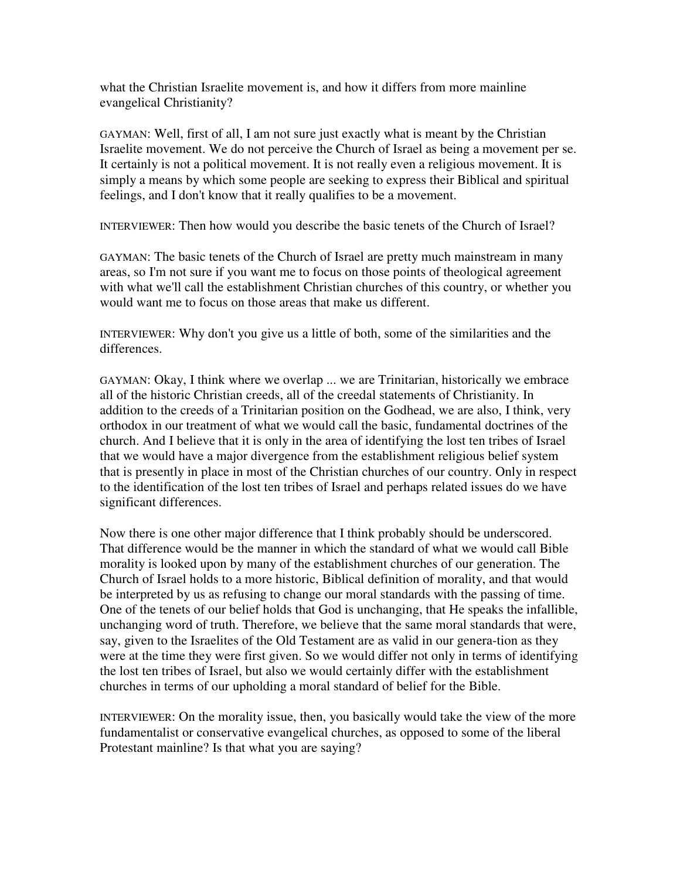what the Christian Israelite movement is, and how it differs from more mainline evangelical Christianity?

GAYMAN: Well, first of all, I am not sure just exactly what is meant by the Christian Israelite movement. We do not perceive the Church of Israel as being a movement per se. It certainly is not a political movement. It is not really even a religious movement. It is simply a means by which some people are seeking to express their Biblical and spiritual feelings, and I don't know that it really qualifies to be a movement.

INTERVIEWER: Then how would you describe the basic tenets of the Church of Israel?

GAYMAN: The basic tenets of the Church of Israel are pretty much mainstream in many areas, so I'm not sure if you want me to focus on those points of theological agreement with what we'll call the establishment Christian churches of this country, or whether you would want me to focus on those areas that make us different.

INTERVIEWER: Why don't you give us a little of both, some of the similarities and the differences.

GAYMAN: Okay, I think where we overlap ... we are Trinitarian, historically we embrace all of the historic Christian creeds, all of the creedal statements of Christianity. In addition to the creeds of a Trinitarian position on the Godhead, we are also, I think, very orthodox in our treatment of what we would call the basic, fundamental doctrines of the church. And I believe that it is only in the area of identifying the lost ten tribes of Israel that we would have a major divergence from the establishment religious belief system that is presently in place in most of the Christian churches of our country. Only in respect to the identification of the lost ten tribes of Israel and perhaps related issues do we have significant differences.

Now there is one other major difference that I think probably should be underscored. That difference would be the manner in which the standard of what we would call Bible morality is looked upon by many of the establishment churches of our generation. The Church of Israel holds to a more historic, Biblical definition of morality, and that would be interpreted by us as refusing to change our moral standards with the passing of time. One of the tenets of our belief holds that God is unchanging, that He speaks the infallible, unchanging word of truth. Therefore, we believe that the same moral standards that were, say, given to the Israelites of the Old Testament are as valid in our genera-tion as they were at the time they were first given. So we would differ not only in terms of identifying the lost ten tribes of Israel, but also we would certainly differ with the establishment churches in terms of our upholding a moral standard of belief for the Bible.

INTERVIEWER: On the morality issue, then, you basically would take the view of the more fundamentalist or conservative evangelical churches, as opposed to some of the liberal Protestant mainline? Is that what you are saying?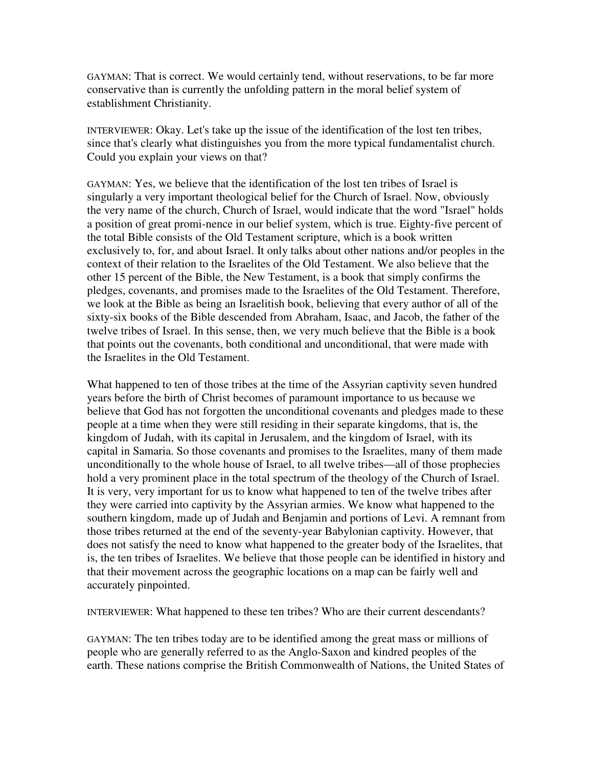GAYMAN: That is correct. We would certainly tend, without reservations, to be far more conservative than is currently the unfolding pattern in the moral belief system of establishment Christianity.

INTERVIEWER: Okay. Let's take up the issue of the identification of the lost ten tribes, since that's clearly what distinguishes you from the more typical fundamentalist church. Could you explain your views on that?

GAYMAN: Yes, we believe that the identification of the lost ten tribes of Israel is singularly a very important theological belief for the Church of Israel. Now, obviously the very name of the church, Church of Israel, would indicate that the word "Israel" holds a position of great promi-nence in our belief system, which is true. Eighty-five percent of the total Bible consists of the Old Testament scripture, which is a book written exclusively to, for, and about Israel. It only talks about other nations and/or peoples in the context of their relation to the Israelites of the Old Testament. We also believe that the other 15 percent of the Bible, the New Testament, is a book that simply confirms the pledges, covenants, and promises made to the Israelites of the Old Testament. Therefore, we look at the Bible as being an Israelitish book, believing that every author of all of the sixty-six books of the Bible descended from Abraham, Isaac, and Jacob, the father of the twelve tribes of Israel. In this sense, then, we very much believe that the Bible is a book that points out the covenants, both conditional and unconditional, that were made with the Israelites in the Old Testament.

What happened to ten of those tribes at the time of the Assyrian captivity seven hundred years before the birth of Christ becomes of paramount importance to us because we believe that God has not forgotten the unconditional covenants and pledges made to these people at a time when they were still residing in their separate kingdoms, that is, the kingdom of Judah, with its capital in Jerusalem, and the kingdom of Israel, with its capital in Samaria. So those covenants and promises to the Israelites, many of them made unconditionally to the whole house of Israel, to all twelve tribes—all of those prophecies hold a very prominent place in the total spectrum of the theology of the Church of Israel. It is very, very important for us to know what happened to ten of the twelve tribes after they were carried into captivity by the Assyrian armies. We know what happened to the southern kingdom, made up of Judah and Benjamin and portions of Levi. A remnant from those tribes returned at the end of the seventy-year Babylonian captivity. However, that does not satisfy the need to know what happened to the greater body of the Israelites, that is, the ten tribes of Israelites. We believe that those people can be identified in history and that their movement across the geographic locations on a map can be fairly well and accurately pinpointed.

INTERVIEWER: What happened to these ten tribes? Who are their current descendants?

GAYMAN: The ten tribes today are to be identified among the great mass or millions of people who are generally referred to as the Anglo-Saxon and kindred peoples of the earth. These nations comprise the British Commonwealth of Nations, the United States of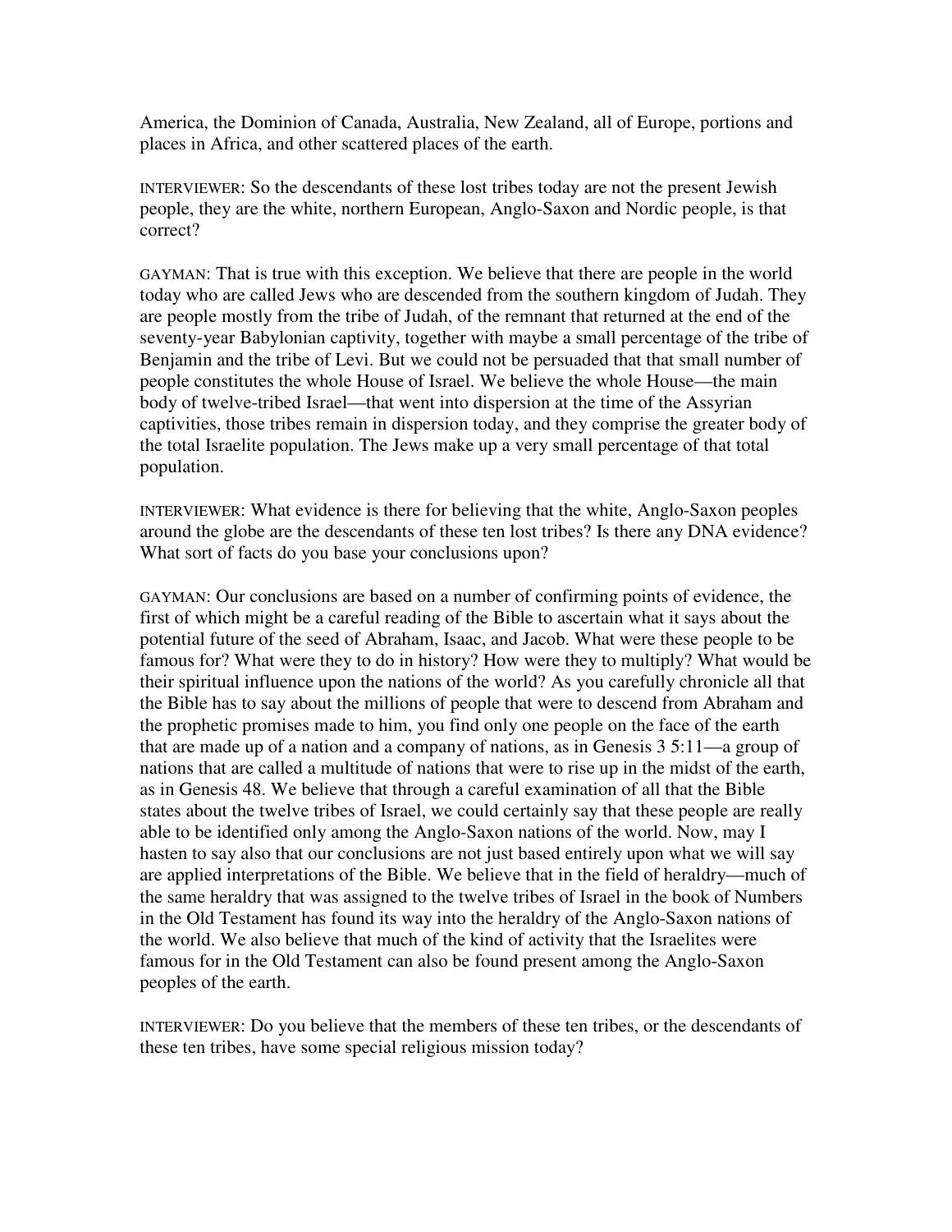America, the Dominion of Canada, Australia, New Zealand, all of Europe, portions and places in Africa, and other scattered places of the earth.

INTERVIEWER: So the descendants of these lost tribes today are not the present Jewish people, they are the white, northern European, Anglo-Saxon and Nordic people, is that correct?

GAYMAN: That is true with this exception. We believe that there are people in the world today who are called Jews who are descended from the southern kingdom of Judah. They are people mostly from the tribe of Judah, of the remnant that returned at the end of the seventy-year Babylonian captivity, together with maybe a small percentage of the tribe of Benjamin and the tribe of Levi. But we could not be persuaded that that small number of people constitutes the whole House of Israel. We believe the whole House—the main body of twelve-tribed Israel—that went into dispersion at the time of the Assyrian captivities, those tribes remain in dispersion today, and they comprise the greater body of the total Israelite population. The Jews make up a very small percentage of that total population.

INTERVIEWER: What evidence is there for believing that the white, Anglo-Saxon peoples around the globe are the descendants of these ten lost tribes? Is there any DNA evidence? What sort of facts do you base your conclusions upon?

GAYMAN: Our conclusions are based on a number of confirming points of evidence, the first of which might be a careful reading of the Bible to ascertain what it says about the potential future of the seed of Abraham, Isaac, and Jacob. What were these people to be famous for? What were they to do in history? How were they to multiply? What would be their spiritual influence upon the nations of the world? As you carefully chronicle all that the Bible has to say about the millions of people that were to descend from Abraham and the prophetic promises made to him, you find only one people on the face of the earth that are made up of a nation and a company of nations, as in Genesis 3 5:11—a group of nations that are called a multitude of nations that were to rise up in the midst of the earth, as in Genesis 48. We believe that through a careful examination of all that the Bible states about the twelve tribes of Israel, we could certainly say that these people are really able to be identified only among the Anglo-Saxon nations of the world. Now, may I hasten to say also that our conclusions are not just based entirely upon what we will say are applied interpretations of the Bible. We believe that in the field of heraldry—much of the same heraldry that was assigned to the twelve tribes of Israel in the book of Numbers in the Old Testament has found its way into the heraldry of the Anglo-Saxon nations of the world. We also believe that much of the kind of activity that the Israelites were famous for in the Old Testament can also be found present among the Anglo-Saxon peoples of the earth.

INTERVIEWER: Do you believe that the members of these ten tribes, or the descendants of these ten tribes, have some special religious mission today?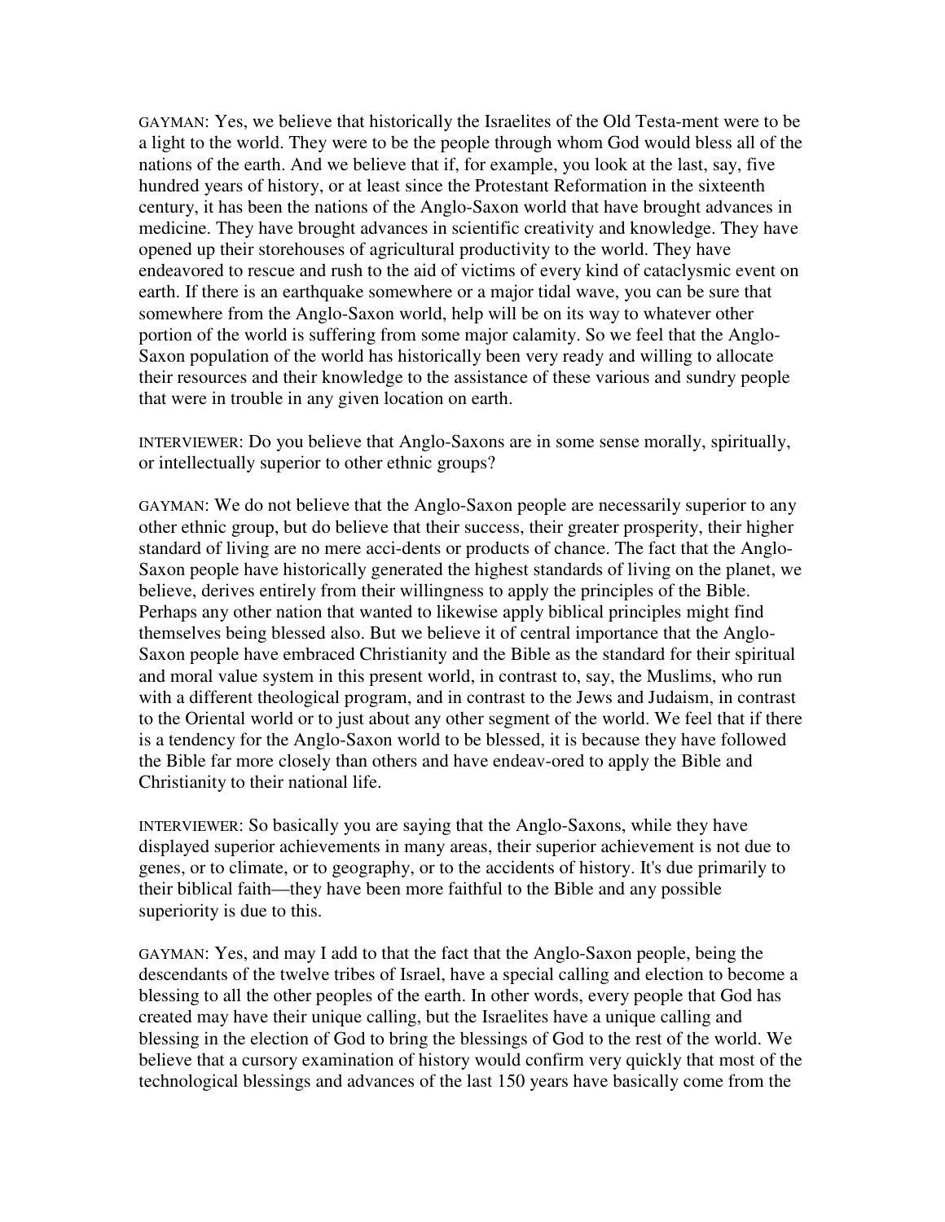GAYMAN: Yes, we believe that historically the Israelites of the Old Testa-ment were to be a light to the world. They were to be the people through whom God would bless all of the nations of the earth. And we believe that if, for example, you look at the last, say, five hundred years of history, or at least since the Protestant Reformation in the sixteenth century, it has been the nations of the Anglo-Saxon world that have brought advances in medicine. They have brought advances in scientific creativity and knowledge. They have opened up their storehouses of agricultural productivity to the world. They have endeavored to rescue and rush to the aid of victims of every kind of cataclysmic event on earth. If there is an earthquake somewhere or a major tidal wave, you can be sure that somewhere from the Anglo-Saxon world, help will be on its way to whatever other portion of the world is suffering from some major calamity. So we feel that the Anglo-Saxon population of the world has historically been very ready and willing to allocate their resources and their knowledge to the assistance of these various and sundry people that were in trouble in any given location on earth.

INTERVIEWER: Do you believe that Anglo-Saxons are in some sense morally, spiritually, or intellectually superior to other ethnic groups?

GAYMAN: We do not believe that the Anglo-Saxon people are necessarily superior to any other ethnic group, but do believe that their success, their greater prosperity, their higher standard of living are no mere acci-dents or products of chance. The fact that the Anglo-Saxon people have historically generated the highest standards of living on the planet, we believe, derives entirely from their willingness to apply the principles of the Bible. Perhaps any other nation that wanted to likewise apply biblical principles might find themselves being blessed also. But we believe it of central importance that the Anglo-Saxon people have embraced Christianity and the Bible as the standard for their spiritual and moral value system in this present world, in contrast to, say, the Muslims, who run with a different theological program, and in contrast to the Jews and Judaism, in contrast to the Oriental world or to just about any other segment of the world. We feel that if there is a tendency for the Anglo-Saxon world to be blessed, it is because they have followed the Bible far more closely than others and have endeav-ored to apply the Bible and Christianity to their national life.

INTERVIEWER: So basically you are saying that the Anglo-Saxons, while they have displayed superior achievements in many areas, their superior achievement is not due to genes, or to climate, or to geography, or to the accidents of history. It's due primarily to their biblical faith—they have been more faithful to the Bible and any possible superiority is due to this.

GAYMAN: Yes, and may I add to that the fact that the Anglo-Saxon people, being the descendants of the twelve tribes of Israel, have a special calling and election to become a blessing to all the other peoples of the earth. In other words, every people that God has created may have their unique calling, but the Israelites have a unique calling and blessing in the election of God to bring the blessings of God to the rest of the world. We believe that a cursory examination of history would confirm very quickly that most of the technological blessings and advances of the last 150 years have basically come from the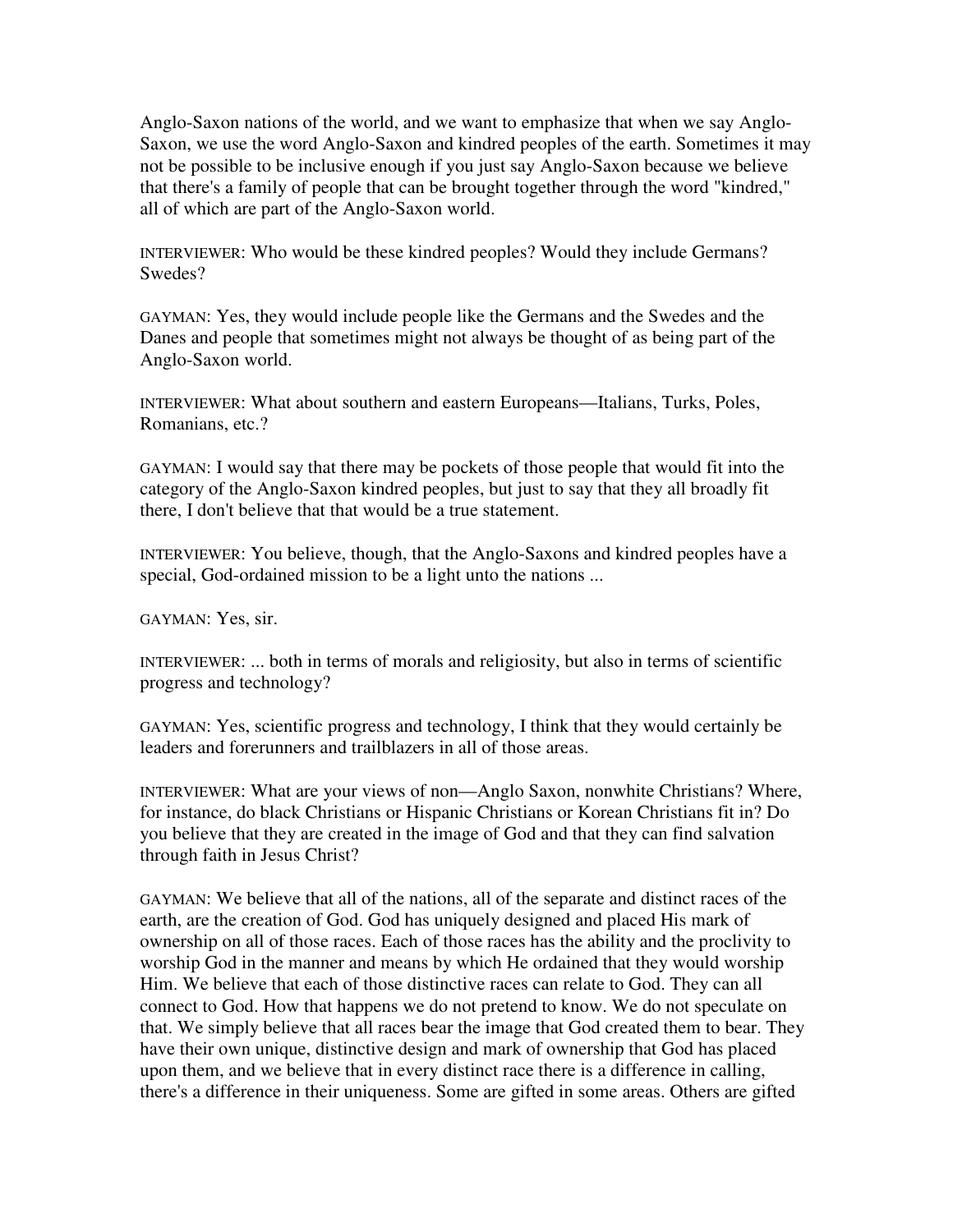Anglo-Saxon nations of the world, and we want to emphasize that when we say Anglo-Saxon, we use the word Anglo-Saxon and kindred peoples of the earth. Sometimes it may not be possible to be inclusive enough if you just say Anglo-Saxon because we believe that there's a family of people that can be brought together through the word "kindred," all of which are part of the Anglo-Saxon world.

INTERVIEWER: Who would be these kindred peoples? Would they include Germans? Swedes?

GAYMAN: Yes, they would include people like the Germans and the Swedes and the Danes and people that sometimes might not always be thought of as being part of the Anglo-Saxon world.

INTERVIEWER: What about southern and eastern Europeans—Italians, Turks, Poles, Romanians, etc.?

GAYMAN: I would say that there may be pockets of those people that would fit into the category of the Anglo-Saxon kindred peoples, but just to say that they all broadly fit there, I don't believe that that would be a true statement.

INTERVIEWER: You believe, though, that the Anglo-Saxons and kindred peoples have a special, God-ordained mission to be a light unto the nations ...

GAYMAN: Yes, sir.

INTERVIEWER: ... both in terms of morals and religiosity, but also in terms of scientific progress and technology?

GAYMAN: Yes, scientific progress and technology, I think that they would certainly be leaders and forerunners and trailblazers in all of those areas.

INTERVIEWER: What are your views of non—Anglo Saxon, nonwhite Christians? Where, for instance, do black Christians or Hispanic Christians or Korean Christians fit in? Do you believe that they are created in the image of God and that they can find salvation through faith in Jesus Christ?

GAYMAN: We believe that all of the nations, all of the separate and distinct races of the earth, are the creation of God. God has uniquely designed and placed His mark of ownership on all of those races. Each of those races has the ability and the proclivity to worship God in the manner and means by which He ordained that they would worship Him. We believe that each of those distinctive races can relate to God. They can all connect to God. How that happens we do not pretend to know. We do not speculate on that. We simply believe that all races bear the image that God created them to bear. They have their own unique, distinctive design and mark of ownership that God has placed upon them, and we believe that in every distinct race there is a difference in calling, there's a difference in their uniqueness. Some are gifted in some areas. Others are gifted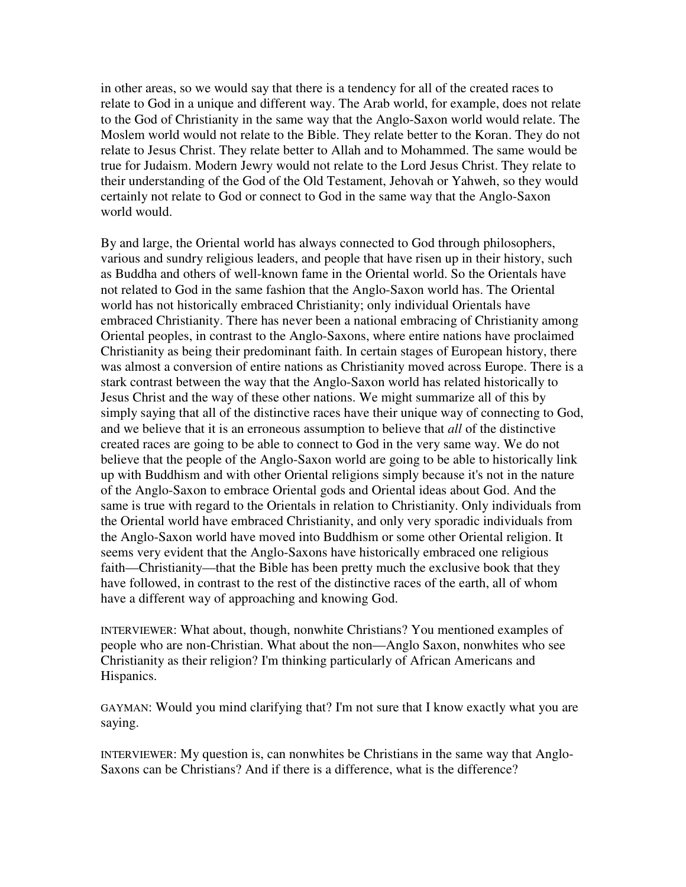in other areas, so we would say that there is a tendency for all of the created races to relate to God in a unique and different way. The Arab world, for example, does not relate to the God of Christianity in the same way that the Anglo-Saxon world would relate. The Moslem world would not relate to the Bible. They relate better to the Koran. They do not relate to Jesus Christ. They relate better to Allah and to Mohammed. The same would be true for Judaism. Modern Jewry would not relate to the Lord Jesus Christ. They relate to their understanding of the God of the Old Testament, Jehovah or Yahweh, so they would certainly not relate to God or connect to God in the same way that the Anglo-Saxon world would.

By and large, the Oriental world has always connected to God through philosophers, various and sundry religious leaders, and people that have risen up in their history, such as Buddha and others of well-known fame in the Oriental world. So the Orientals have not related to God in the same fashion that the Anglo-Saxon world has. The Oriental world has not historically embraced Christianity; only individual Orientals have embraced Christianity. There has never been a national embracing of Christianity among Oriental peoples, in contrast to the Anglo-Saxons, where entire nations have proclaimed Christianity as being their predominant faith. In certain stages of European history, there was almost a conversion of entire nations as Christianity moved across Europe. There is a stark contrast between the way that the Anglo-Saxon world has related historically to Jesus Christ and the way of these other nations. We might summarize all of this by simply saying that all of the distinctive races have their unique way of connecting to God, and we believe that it is an erroneous assumption to believe that *all* of the distinctive created races are going to be able to connect to God in the very same way. We do not believe that the people of the Anglo-Saxon world are going to be able to historically link up with Buddhism and with other Oriental religions simply because it's not in the nature of the Anglo-Saxon to embrace Oriental gods and Oriental ideas about God. And the same is true with regard to the Orientals in relation to Christianity. Only individuals from the Oriental world have embraced Christianity, and only very sporadic individuals from the Anglo-Saxon world have moved into Buddhism or some other Oriental religion. It seems very evident that the Anglo-Saxons have historically embraced one religious faith—Christianity—that the Bible has been pretty much the exclusive book that they have followed, in contrast to the rest of the distinctive races of the earth, all of whom have a different way of approaching and knowing God.

INTERVIEWER: What about, though, nonwhite Christians? You mentioned examples of people who are non-Christian. What about the non—Anglo Saxon, nonwhites who see Christianity as their religion? I'm thinking particularly of African Americans and Hispanics.

GAYMAN: Would you mind clarifying that? I'm not sure that I know exactly what you are saying.

INTERVIEWER: My question is, can nonwhites be Christians in the same way that Anglo-Saxons can be Christians? And if there is a difference, what is the difference?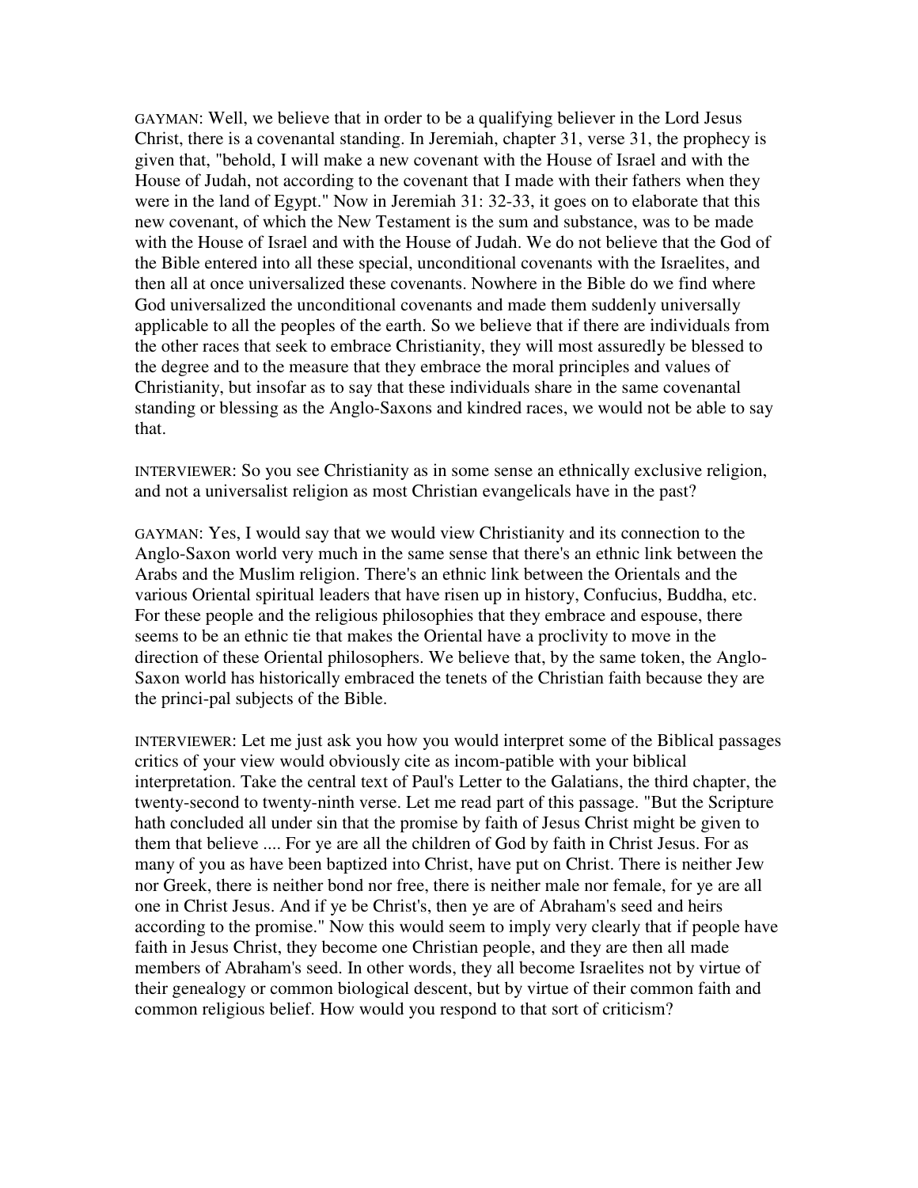GAYMAN: Well, we believe that in order to be a qualifying believer in the Lord Jesus Christ, there is a covenantal standing. In Jeremiah, chapter 31, verse 31, the prophecy is given that, "behold, I will make a new covenant with the House of Israel and with the House of Judah, not according to the covenant that I made with their fathers when they were in the land of Egypt." Now in Jeremiah 31: 32-33, it goes on to elaborate that this new covenant, of which the New Testament is the sum and substance, was to be made with the House of Israel and with the House of Judah. We do not believe that the God of the Bible entered into all these special, unconditional covenants with the Israelites, and then all at once universalized these covenants. Nowhere in the Bible do we find where God universalized the unconditional covenants and made them suddenly universally applicable to all the peoples of the earth. So we believe that if there are individuals from the other races that seek to embrace Christianity, they will most assuredly be blessed to the degree and to the measure that they embrace the moral principles and values of Christianity, but insofar as to say that these individuals share in the same covenantal standing or blessing as the Anglo-Saxons and kindred races, we would not be able to say that.

INTERVIEWER: So you see Christianity as in some sense an ethnically exclusive religion, and not a universalist religion as most Christian evangelicals have in the past?

GAYMAN: Yes, I would say that we would view Christianity and its connection to the Anglo-Saxon world very much in the same sense that there's an ethnic link between the Arabs and the Muslim religion. There's an ethnic link between the Orientals and the various Oriental spiritual leaders that have risen up in history, Confucius, Buddha, etc. For these people and the religious philosophies that they embrace and espouse, there seems to be an ethnic tie that makes the Oriental have a proclivity to move in the direction of these Oriental philosophers. We believe that, by the same token, the Anglo-Saxon world has historically embraced the tenets of the Christian faith because they are the princi-pal subjects of the Bible.

INTERVIEWER: Let me just ask you how you would interpret some of the Biblical passages critics of your view would obviously cite as incom-patible with your biblical interpretation. Take the central text of Paul's Letter to the Galatians, the third chapter, the twenty-second to twenty-ninth verse. Let me read part of this passage. "But the Scripture hath concluded all under sin that the promise by faith of Jesus Christ might be given to them that believe .... For ye are all the children of God by faith in Christ Jesus. For as many of you as have been baptized into Christ, have put on Christ. There is neither Jew nor Greek, there is neither bond nor free, there is neither male nor female, for ye are all one in Christ Jesus. And if ye be Christ's, then ye are of Abraham's seed and heirs according to the promise." Now this would seem to imply very clearly that if people have faith in Jesus Christ, they become one Christian people, and they are then all made members of Abraham's seed. In other words, they all become Israelites not by virtue of their genealogy or common biological descent, but by virtue of their common faith and common religious belief. How would you respond to that sort of criticism?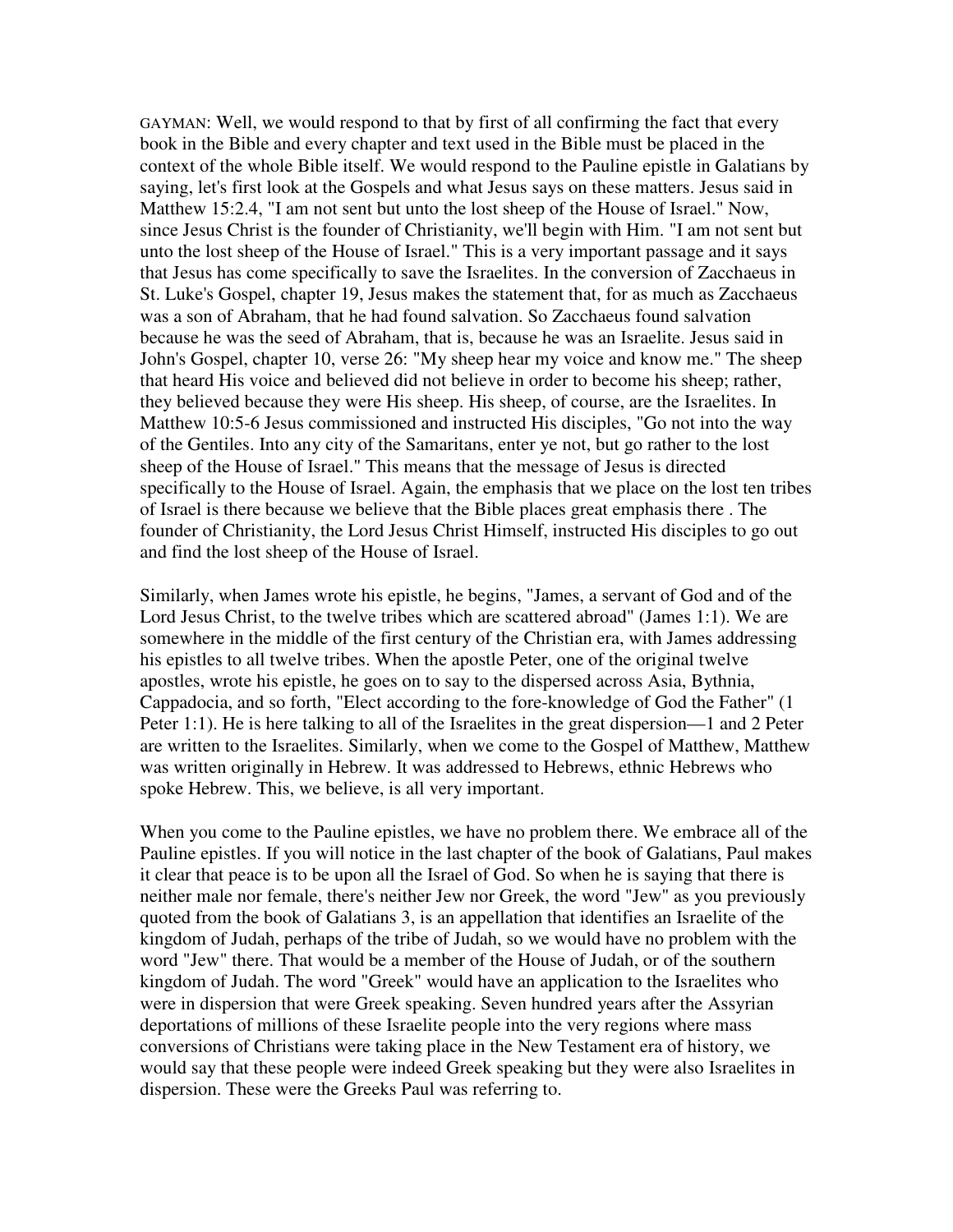GAYMAN: Well, we would respond to that by first of all confirming the fact that every book in the Bible and every chapter and text used in the Bible must be placed in the context of the whole Bible itself. We would respond to the Pauline epistle in Galatians by saying, let's first look at the Gospels and what Jesus says on these matters. Jesus said in Matthew 15:2.4, "I am not sent but unto the lost sheep of the House of Israel." Now, since Jesus Christ is the founder of Christianity, we'll begin with Him. "I am not sent but unto the lost sheep of the House of Israel." This is a very important passage and it says that Jesus has come specifically to save the Israelites. In the conversion of Zacchaeus in St. Luke's Gospel, chapter 19, Jesus makes the statement that, for as much as Zacchaeus was a son of Abraham, that he had found salvation. So Zacchaeus found salvation because he was the seed of Abraham, that is, because he was an Israelite. Jesus said in John's Gospel, chapter 10, verse 26: "My sheep hear my voice and know me." The sheep that heard His voice and believed did not believe in order to become his sheep; rather, they believed because they were His sheep. His sheep, of course, are the Israelites. In Matthew 10:5-6 Jesus commissioned and instructed His disciples, "Go not into the way of the Gentiles. Into any city of the Samaritans, enter ye not, but go rather to the lost sheep of the House of Israel." This means that the message of Jesus is directed specifically to the House of Israel. Again, the emphasis that we place on the lost ten tribes of Israel is there because we believe that the Bible places great emphasis there . The founder of Christianity, the Lord Jesus Christ Himself, instructed His disciples to go out and find the lost sheep of the House of Israel.

Similarly, when James wrote his epistle, he begins, "James, a servant of God and of the Lord Jesus Christ, to the twelve tribes which are scattered abroad" (James 1:1). We are somewhere in the middle of the first century of the Christian era, with James addressing his epistles to all twelve tribes. When the apostle Peter, one of the original twelve apostles, wrote his epistle, he goes on to say to the dispersed across Asia, Bythnia, Cappadocia, and so forth, "Elect according to the fore-knowledge of God the Father" (1 Peter 1:1). He is here talking to all of the Israelites in the great dispersion—1 and 2 Peter are written to the Israelites. Similarly, when we come to the Gospel of Matthew, Matthew was written originally in Hebrew. It was addressed to Hebrews, ethnic Hebrews who spoke Hebrew. This, we believe, is all very important.

When you come to the Pauline epistles, we have no problem there. We embrace all of the Pauline epistles. If you will notice in the last chapter of the book of Galatians, Paul makes it clear that peace is to be upon all the Israel of God. So when he is saying that there is neither male nor female, there's neither Jew nor Greek, the word "Jew" as you previously quoted from the book of Galatians 3, is an appellation that identifies an Israelite of the kingdom of Judah, perhaps of the tribe of Judah, so we would have no problem with the word "Jew" there. That would be a member of the House of Judah, or of the southern kingdom of Judah. The word "Greek" would have an application to the Israelites who were in dispersion that were Greek speaking. Seven hundred years after the Assyrian deportations of millions of these Israelite people into the very regions where mass conversions of Christians were taking place in the New Testament era of history, we would say that these people were indeed Greek speaking but they were also Israelites in dispersion. These were the Greeks Paul was referring to.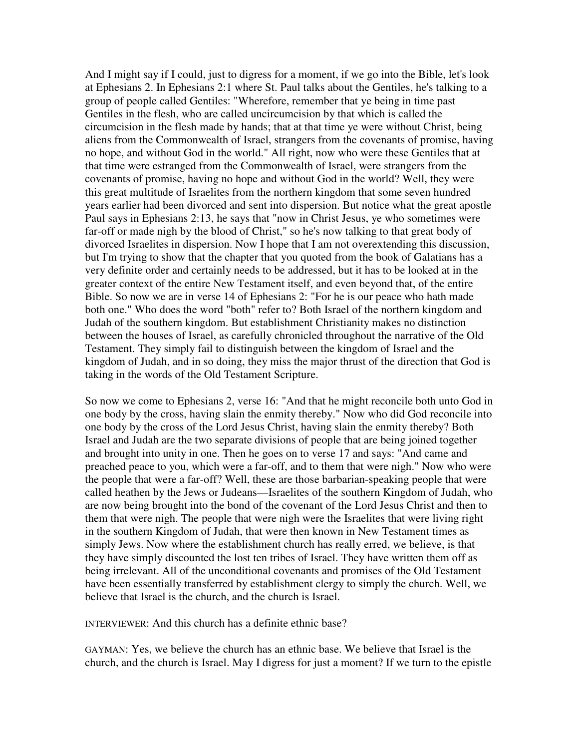And I might say if I could, just to digress for a moment, if we go into the Bible, let's look at Ephesians 2. In Ephesians 2:1 where St. Paul talks about the Gentiles, he's talking to a group of people called Gentiles: "Wherefore, remember that ye being in time past Gentiles in the flesh, who are called uncircumcision by that which is called the circumcision in the flesh made by hands; that at that time ye were without Christ, being aliens from the Commonwealth of Israel, strangers from the covenants of promise, having no hope, and without God in the world." All right, now who were these Gentiles that at that time were estranged from the Commonwealth of Israel, were strangers from the covenants of promise, having no hope and without God in the world? Well, they were this great multitude of Israelites from the northern kingdom that some seven hundred years earlier had been divorced and sent into dispersion. But notice what the great apostle Paul says in Ephesians 2:13, he says that "now in Christ Jesus, ye who sometimes were far-off or made nigh by the blood of Christ," so he's now talking to that great body of divorced Israelites in dispersion. Now I hope that I am not overextending this discussion, but I'm trying to show that the chapter that you quoted from the book of Galatians has a very definite order and certainly needs to be addressed, but it has to be looked at in the greater context of the entire New Testament itself, and even beyond that, of the entire Bible. So now we are in verse 14 of Ephesians 2: "For he is our peace who hath made both one." Who does the word "both" refer to? Both Israel of the northern kingdom and Judah of the southern kingdom. But establishment Christianity makes no distinction between the houses of Israel, as carefully chronicled throughout the narrative of the Old Testament. They simply fail to distinguish between the kingdom of Israel and the kingdom of Judah, and in so doing, they miss the major thrust of the direction that God is taking in the words of the Old Testament Scripture.

So now we come to Ephesians 2, verse 16: "And that he might reconcile both unto God in one body by the cross, having slain the enmity thereby." Now who did God reconcile into one body by the cross of the Lord Jesus Christ, having slain the enmity thereby? Both Israel and Judah are the two separate divisions of people that are being joined together and brought into unity in one. Then he goes on to verse 17 and says: "And came and preached peace to you, which were a far-off, and to them that were nigh." Now who were the people that were a far-off? Well, these are those barbarian-speaking people that were called heathen by the Jews or Judeans—Israelites of the southern Kingdom of Judah, who are now being brought into the bond of the covenant of the Lord Jesus Christ and then to them that were nigh. The people that were nigh were the Israelites that were living right in the southern Kingdom of Judah, that were then known in New Testament times as simply Jews. Now where the establishment church has really erred, we believe, is that they have simply discounted the lost ten tribes of Israel. They have written them off as being irrelevant. All of the unconditional covenants and promises of the Old Testament have been essentially transferred by establishment clergy to simply the church. Well, we believe that Israel is the church, and the church is Israel.

INTERVIEWER: And this church has a definite ethnic base?

GAYMAN: Yes, we believe the church has an ethnic base. We believe that Israel is the church, and the church is Israel. May I digress for just a moment? If we turn to the epistle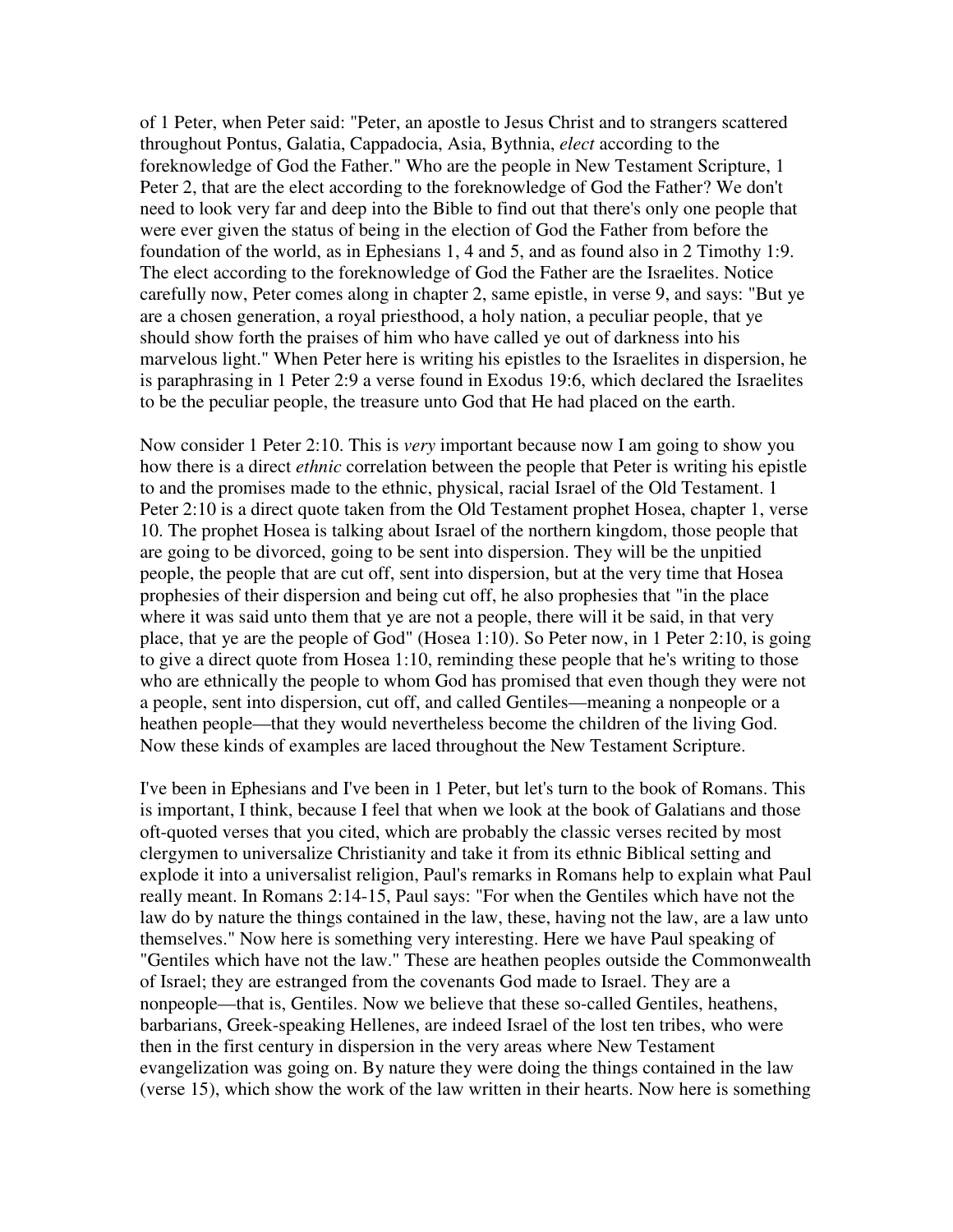of 1 Peter, when Peter said: "Peter, an apostle to Jesus Christ and to strangers scattered throughout Pontus, Galatia, Cappadocia, Asia, Bythnia, *elect* according to the foreknowledge of God the Father." Who are the people in New Testament Scripture, 1 Peter 2, that are the elect according to the foreknowledge of God the Father? We don't need to look very far and deep into the Bible to find out that there's only one people that were ever given the status of being in the election of God the Father from before the foundation of the world, as in Ephesians 1, 4 and 5, and as found also in 2 Timothy 1:9. The elect according to the foreknowledge of God the Father are the Israelites. Notice carefully now, Peter comes along in chapter 2, same epistle, in verse 9, and says: "But ye are a chosen generation, a royal priesthood, a holy nation, a peculiar people, that ye should show forth the praises of him who have called ye out of darkness into his marvelous light." When Peter here is writing his epistles to the Israelites in dispersion, he is paraphrasing in 1 Peter 2:9 a verse found in Exodus 19:6, which declared the Israelites to be the peculiar people, the treasure unto God that He had placed on the earth.

Now consider 1 Peter 2:10. This is *very* important because now I am going to show you how there is a direct *ethnic* correlation between the people that Peter is writing his epistle to and the promises made to the ethnic, physical, racial Israel of the Old Testament. 1 Peter 2:10 is a direct quote taken from the Old Testament prophet Hosea, chapter 1, verse 10. The prophet Hosea is talking about Israel of the northern kingdom, those people that are going to be divorced, going to be sent into dispersion. They will be the unpitied people, the people that are cut off, sent into dispersion, but at the very time that Hosea prophesies of their dispersion and being cut off, he also prophesies that "in the place where it was said unto them that ye are not a people, there will it be said, in that very place, that ye are the people of God" (Hosea 1:10). So Peter now, in 1 Peter 2:10, is going to give a direct quote from Hosea 1:10, reminding these people that he's writing to those who are ethnically the people to whom God has promised that even though they were not a people, sent into dispersion, cut off, and called Gentiles—meaning a nonpeople or a heathen people—that they would nevertheless become the children of the living God. Now these kinds of examples are laced throughout the New Testament Scripture.

I've been in Ephesians and I've been in 1 Peter, but let's turn to the book of Romans. This is important, I think, because I feel that when we look at the book of Galatians and those oft-quoted verses that you cited, which are probably the classic verses recited by most clergymen to universalize Christianity and take it from its ethnic Biblical setting and explode it into a universalist religion, Paul's remarks in Romans help to explain what Paul really meant. In Romans 2:14-15, Paul says: "For when the Gentiles which have not the law do by nature the things contained in the law, these, having not the law, are a law unto themselves." Now here is something very interesting. Here we have Paul speaking of "Gentiles which have not the law." These are heathen peoples outside the Commonwealth of Israel; they are estranged from the covenants God made to Israel. They are a nonpeople—that is, Gentiles. Now we believe that these so-called Gentiles, heathens, barbarians, Greek-speaking Hellenes, are indeed Israel of the lost ten tribes, who were then in the first century in dispersion in the very areas where New Testament evangelization was going on. By nature they were doing the things contained in the law (verse 15), which show the work of the law written in their hearts. Now here is something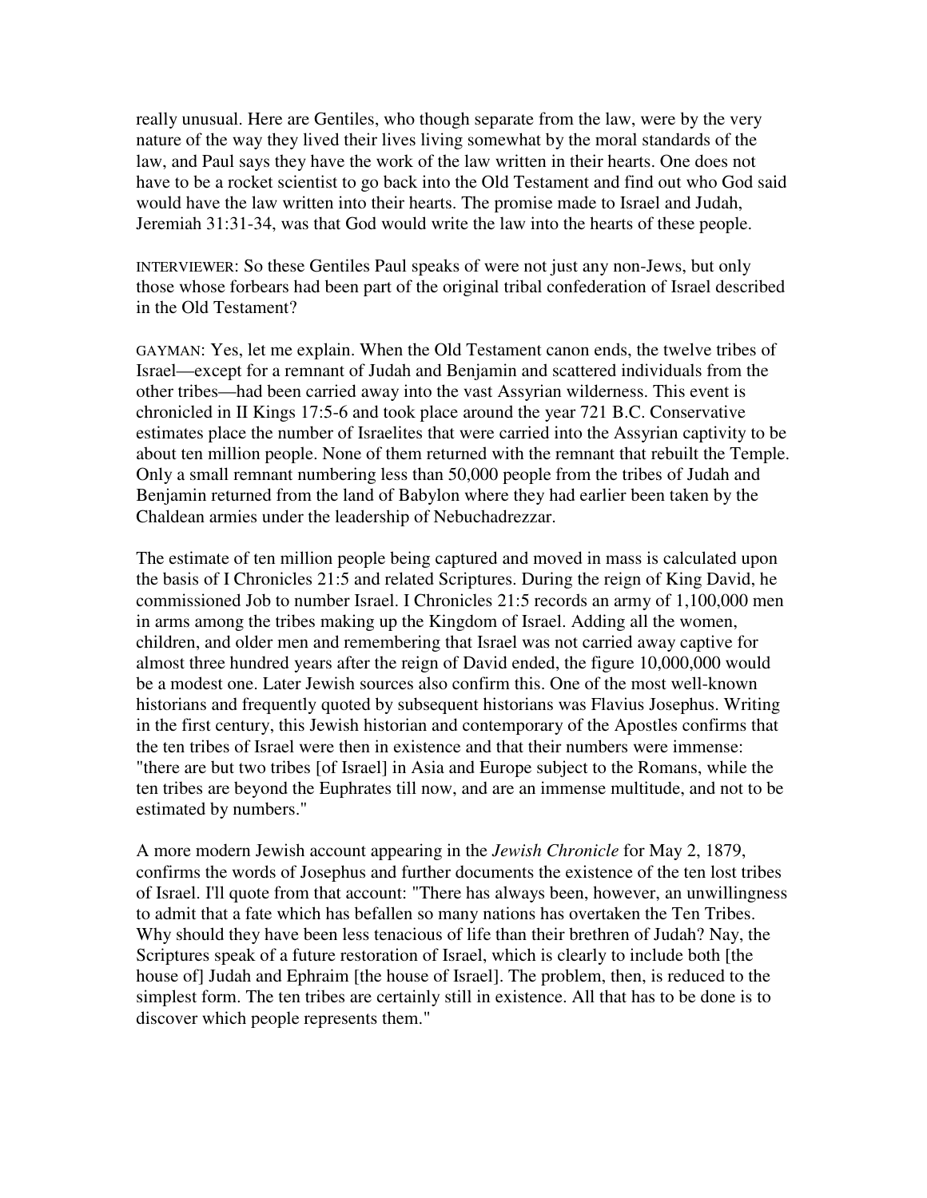really unusual. Here are Gentiles, who though separate from the law, were by the very nature of the way they lived their lives living somewhat by the moral standards of the law, and Paul says they have the work of the law written in their hearts. One does not have to be a rocket scientist to go back into the Old Testament and find out who God said would have the law written into their hearts. The promise made to Israel and Judah, Jeremiah 31:31-34, was that God would write the law into the hearts of these people.

INTERVIEWER: So these Gentiles Paul speaks of were not just any non-Jews, but only those whose forbears had been part of the original tribal confederation of Israel described in the Old Testament?

GAYMAN: Yes, let me explain. When the Old Testament canon ends, the twelve tribes of Israel—except for a remnant of Judah and Benjamin and scattered individuals from the other tribes—had been carried away into the vast Assyrian wilderness. This event is chronicled in II Kings 17:5-6 and took place around the year 721 B.C. Conservative estimates place the number of Israelites that were carried into the Assyrian captivity to be about ten million people. None of them returned with the remnant that rebuilt the Temple. Only a small remnant numbering less than 50,000 people from the tribes of Judah and Benjamin returned from the land of Babylon where they had earlier been taken by the Chaldean armies under the leadership of Nebuchadrezzar.

The estimate of ten million people being captured and moved in mass is calculated upon the basis of I Chronicles 21:5 and related Scriptures. During the reign of King David, he commissioned Job to number Israel. I Chronicles 21:5 records an army of 1,100,000 men in arms among the tribes making up the Kingdom of Israel. Adding all the women, children, and older men and remembering that Israel was not carried away captive for almost three hundred years after the reign of David ended, the figure 10,000,000 would be a modest one. Later Jewish sources also confirm this. One of the most well-known historians and frequently quoted by subsequent historians was Flavius Josephus. Writing in the first century, this Jewish historian and contemporary of the Apostles confirms that the ten tribes of Israel were then in existence and that their numbers were immense: "there are but two tribes [of Israel] in Asia and Europe subject to the Romans, while the ten tribes are beyond the Euphrates till now, and are an immense multitude, and not to be estimated by numbers."

A more modern Jewish account appearing in the *Jewish Chronicle* for May 2, 1879, confirms the words of Josephus and further documents the existence of the ten lost tribes of Israel. I'll quote from that account: "There has always been, however, an unwillingness to admit that a fate which has befallen so many nations has overtaken the Ten Tribes. Why should they have been less tenacious of life than their brethren of Judah? Nay, the Scriptures speak of a future restoration of Israel, which is clearly to include both [the house of] Judah and Ephraim [the house of Israel]. The problem, then, is reduced to the simplest form. The ten tribes are certainly still in existence. All that has to be done is to discover which people represents them."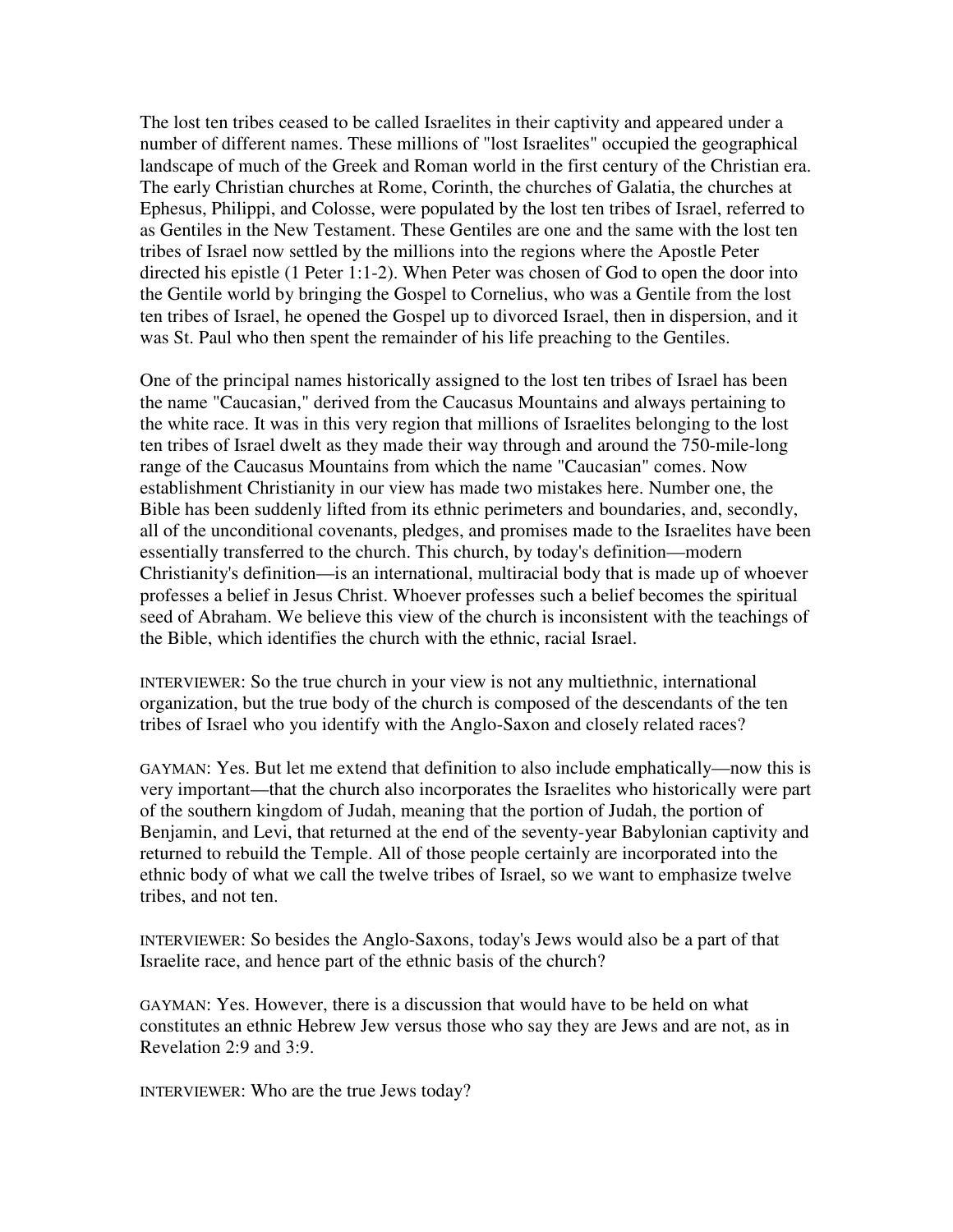The lost ten tribes ceased to be called Israelites in their captivity and appeared under a number of different names. These millions of "lost Israelites" occupied the geographical landscape of much of the Greek and Roman world in the first century of the Christian era. The early Christian churches at Rome, Corinth, the churches of Galatia, the churches at Ephesus, Philippi, and Colosse, were populated by the lost ten tribes of Israel, referred to as Gentiles in the New Testament. These Gentiles are one and the same with the lost ten tribes of Israel now settled by the millions into the regions where the Apostle Peter directed his epistle (1 Peter 1:1-2). When Peter was chosen of God to open the door into the Gentile world by bringing the Gospel to Cornelius, who was a Gentile from the lost ten tribes of Israel, he opened the Gospel up to divorced Israel, then in dispersion, and it was St. Paul who then spent the remainder of his life preaching to the Gentiles.

One of the principal names historically assigned to the lost ten tribes of Israel has been the name "Caucasian," derived from the Caucasus Mountains and always pertaining to the white race. It was in this very region that millions of Israelites belonging to the lost ten tribes of Israel dwelt as they made their way through and around the 750-mile-long range of the Caucasus Mountains from which the name "Caucasian" comes. Now establishment Christianity in our view has made two mistakes here. Number one, the Bible has been suddenly lifted from its ethnic perimeters and boundaries, and, secondly, all of the unconditional covenants, pledges, and promises made to the Israelites have been essentially transferred to the church. This church, by today's definition—modern Christianity's definition—is an international, multiracial body that is made up of whoever professes a belief in Jesus Christ. Whoever professes such a belief becomes the spiritual seed of Abraham. We believe this view of the church is inconsistent with the teachings of the Bible, which identifies the church with the ethnic, racial Israel.

INTERVIEWER: So the true church in your view is not any multiethnic, international organization, but the true body of the church is composed of the descendants of the ten tribes of Israel who you identify with the Anglo-Saxon and closely related races?

GAYMAN: Yes. But let me extend that definition to also include emphatically—now this is very important—that the church also incorporates the Israelites who historically were part of the southern kingdom of Judah, meaning that the portion of Judah, the portion of Benjamin, and Levi, that returned at the end of the seventy-year Babylonian captivity and returned to rebuild the Temple. All of those people certainly are incorporated into the ethnic body of what we call the twelve tribes of Israel, so we want to emphasize twelve tribes, and not ten.

INTERVIEWER: So besides the Anglo-Saxons, today's Jews would also be a part of that Israelite race, and hence part of the ethnic basis of the church?

GAYMAN: Yes. However, there is a discussion that would have to be held on what constitutes an ethnic Hebrew Jew versus those who say they are Jews and are not, as in Revelation 2:9 and 3:9.

INTERVIEWER: Who are the true Jews today?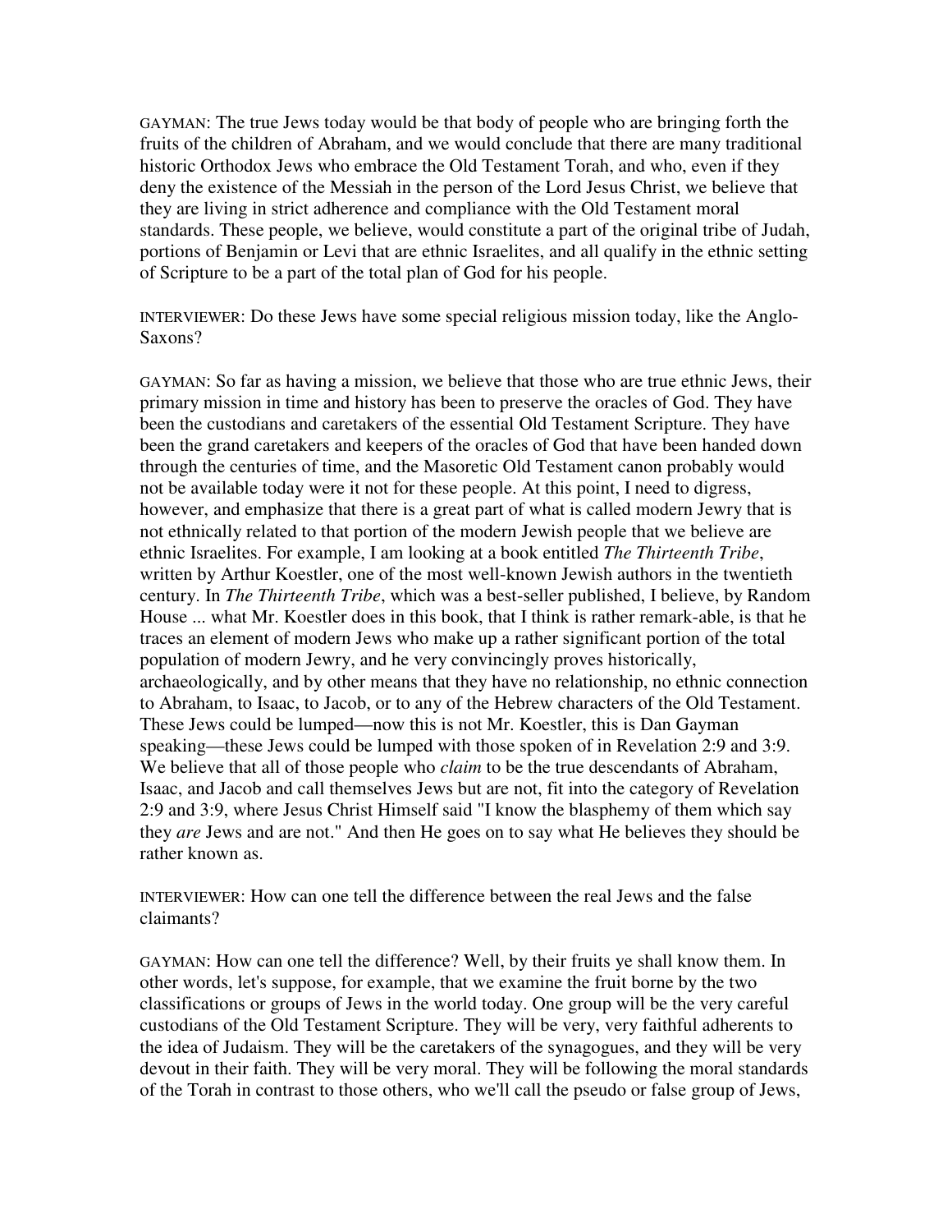GAYMAN: The true Jews today would be that body of people who are bringing forth the fruits of the children of Abraham, and we would conclude that there are many traditional historic Orthodox Jews who embrace the Old Testament Torah, and who, even if they deny the existence of the Messiah in the person of the Lord Jesus Christ, we believe that they are living in strict adherence and compliance with the Old Testament moral standards. These people, we believe, would constitute a part of the original tribe of Judah, portions of Benjamin or Levi that are ethnic Israelites, and all qualify in the ethnic setting of Scripture to be a part of the total plan of God for his people.

INTERVIEWER: Do these Jews have some special religious mission today, like the Anglo-Saxons?

GAYMAN: So far as having a mission, we believe that those who are true ethnic Jews, their primary mission in time and history has been to preserve the oracles of God. They have been the custodians and caretakers of the essential Old Testament Scripture. They have been the grand caretakers and keepers of the oracles of God that have been handed down through the centuries of time, and the Masoretic Old Testament canon probably would not be available today were it not for these people. At this point, I need to digress, however, and emphasize that there is a great part of what is called modern Jewry that is not ethnically related to that portion of the modern Jewish people that we believe are ethnic Israelites. For example, I am looking at a book entitled *The Thirteenth Tribe*, written by Arthur Koestler, one of the most well-known Jewish authors in the twentieth century. In *The Thirteenth Tribe*, which was a best-seller published, I believe, by Random House ... what Mr. Koestler does in this book, that I think is rather remark-able, is that he traces an element of modern Jews who make up a rather significant portion of the total population of modern Jewry, and he very convincingly proves historically, archaeologically, and by other means that they have no relationship, no ethnic connection to Abraham, to Isaac, to Jacob, or to any of the Hebrew characters of the Old Testament. These Jews could be lumped—now this is not Mr. Koestler, this is Dan Gayman speaking—these Jews could be lumped with those spoken of in Revelation 2:9 and 3:9. We believe that all of those people who *claim* to be the true descendants of Abraham, Isaac, and Jacob and call themselves Jews but are not, fit into the category of Revelation 2:9 and 3:9, where Jesus Christ Himself said "I know the blasphemy of them which say they *are* Jews and are not." And then He goes on to say what He believes they should be rather known as.

INTERVIEWER: How can one tell the difference between the real Jews and the false claimants?

GAYMAN: How can one tell the difference? Well, by their fruits ye shall know them. In other words, let's suppose, for example, that we examine the fruit borne by the two classifications or groups of Jews in the world today. One group will be the very careful custodians of the Old Testament Scripture. They will be very, very faithful adherents to the idea of Judaism. They will be the caretakers of the synagogues, and they will be very devout in their faith. They will be very moral. They will be following the moral standards of the Torah in contrast to those others, who we'll call the pseudo or false group of Jews,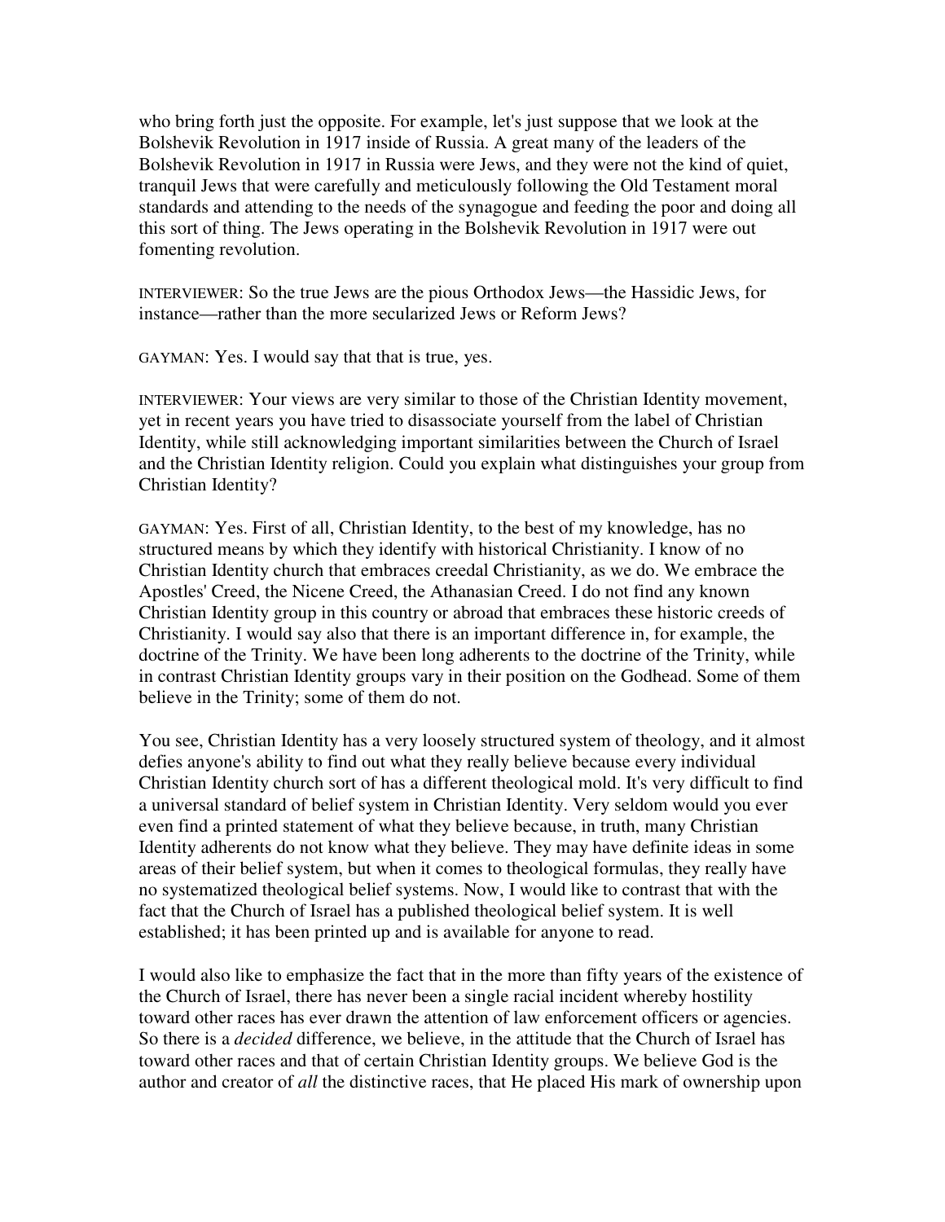who bring forth just the opposite. For example, let's just suppose that we look at the Bolshevik Revolution in 1917 inside of Russia. A great many of the leaders of the Bolshevik Revolution in 1917 in Russia were Jews, and they were not the kind of quiet, tranquil Jews that were carefully and meticulously following the Old Testament moral standards and attending to the needs of the synagogue and feeding the poor and doing all this sort of thing. The Jews operating in the Bolshevik Revolution in 1917 were out fomenting revolution.

INTERVIEWER: So the true Jews are the pious Orthodox Jews—the Hassidic Jews, for instance—rather than the more secularized Jews or Reform Jews?

GAYMAN: Yes. I would say that that is true, yes.

INTERVIEWER: Your views are very similar to those of the Christian Identity movement, yet in recent years you have tried to disassociate yourself from the label of Christian Identity, while still acknowledging important similarities between the Church of Israel and the Christian Identity religion. Could you explain what distinguishes your group from Christian Identity?

GAYMAN: Yes. First of all, Christian Identity, to the best of my knowledge, has no structured means by which they identify with historical Christianity. I know of no Christian Identity church that embraces creedal Christianity, as we do. We embrace the Apostles' Creed, the Nicene Creed, the Athanasian Creed. I do not find any known Christian Identity group in this country or abroad that embraces these historic creeds of Christianity. I would say also that there is an important difference in, for example, the doctrine of the Trinity. We have been long adherents to the doctrine of the Trinity, while in contrast Christian Identity groups vary in their position on the Godhead. Some of them believe in the Trinity; some of them do not.

You see, Christian Identity has a very loosely structured system of theology, and it almost defies anyone's ability to find out what they really believe because every individual Christian Identity church sort of has a different theological mold. It's very difficult to find a universal standard of belief system in Christian Identity. Very seldom would you ever even find a printed statement of what they believe because, in truth, many Christian Identity adherents do not know what they believe. They may have definite ideas in some areas of their belief system, but when it comes to theological formulas, they really have no systematized theological belief systems. Now, I would like to contrast that with the fact that the Church of Israel has a published theological belief system. It is well established; it has been printed up and is available for anyone to read.

I would also like to emphasize the fact that in the more than fifty years of the existence of the Church of Israel, there has never been a single racial incident whereby hostility toward other races has ever drawn the attention of law enforcement officers or agencies. So there is a *decided* difference, we believe, in the attitude that the Church of Israel has toward other races and that of certain Christian Identity groups. We believe God is the author and creator of *all* the distinctive races, that He placed His mark of ownership upon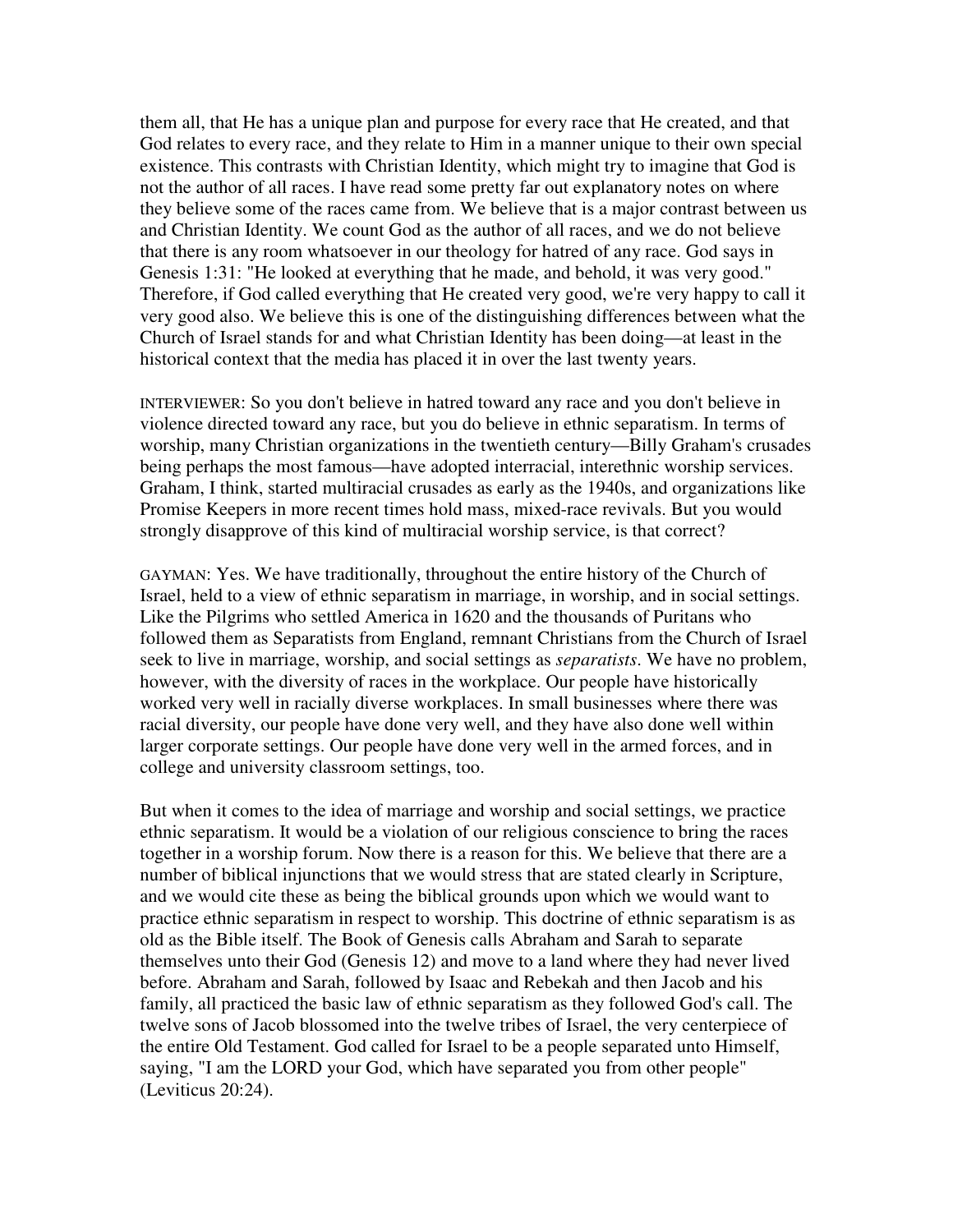them all, that He has a unique plan and purpose for every race that He created, and that God relates to every race, and they relate to Him in a manner unique to their own special existence. This contrasts with Christian Identity, which might try to imagine that God is not the author of all races. I have read some pretty far out explanatory notes on where they believe some of the races came from. We believe that is a major contrast between us and Christian Identity. We count God as the author of all races, and we do not believe that there is any room whatsoever in our theology for hatred of any race. God says in Genesis 1:31: "He looked at everything that he made, and behold, it was very good." Therefore, if God called everything that He created very good, we're very happy to call it very good also. We believe this is one of the distinguishing differences between what the Church of Israel stands for and what Christian Identity has been doing—at least in the historical context that the media has placed it in over the last twenty years.

INTERVIEWER: So you don't believe in hatred toward any race and you don't believe in violence directed toward any race, but you do believe in ethnic separatism. In terms of worship, many Christian organizations in the twentieth century—Billy Graham's crusades being perhaps the most famous—have adopted interracial, interethnic worship services. Graham, I think, started multiracial crusades as early as the 1940s, and organizations like Promise Keepers in more recent times hold mass, mixed-race revivals. But you would strongly disapprove of this kind of multiracial worship service, is that correct?

GAYMAN: Yes. We have traditionally, throughout the entire history of the Church of Israel, held to a view of ethnic separatism in marriage, in worship, and in social settings. Like the Pilgrims who settled America in 1620 and the thousands of Puritans who followed them as Separatists from England, remnant Christians from the Church of Israel seek to live in marriage, worship, and social settings as *separatists*. We have no problem, however, with the diversity of races in the workplace. Our people have historically worked very well in racially diverse workplaces. In small businesses where there was racial diversity, our people have done very well, and they have also done well within larger corporate settings. Our people have done very well in the armed forces, and in college and university classroom settings, too.

But when it comes to the idea of marriage and worship and social settings, we practice ethnic separatism. It would be a violation of our religious conscience to bring the races together in a worship forum. Now there is a reason for this. We believe that there are a number of biblical injunctions that we would stress that are stated clearly in Scripture, and we would cite these as being the biblical grounds upon which we would want to practice ethnic separatism in respect to worship. This doctrine of ethnic separatism is as old as the Bible itself. The Book of Genesis calls Abraham and Sarah to separate themselves unto their God (Genesis 12) and move to a land where they had never lived before. Abraham and Sarah, followed by Isaac and Rebekah and then Jacob and his family, all practiced the basic law of ethnic separatism as they followed God's call. The twelve sons of Jacob blossomed into the twelve tribes of Israel, the very centerpiece of the entire Old Testament. God called for Israel to be a people separated unto Himself, saying, "I am the LORD your God, which have separated you from other people" (Leviticus 20:24).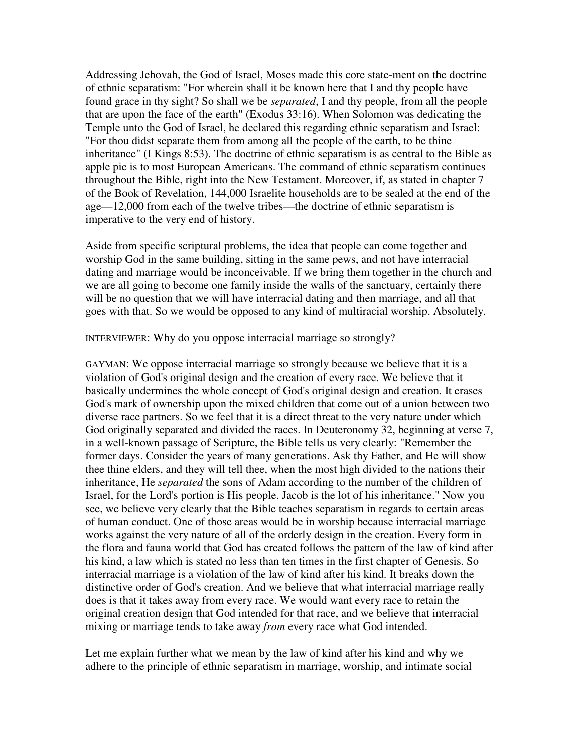Addressing Jehovah, the God of Israel, Moses made this core state-ment on the doctrine of ethnic separatism: "For wherein shall it be known here that I and thy people have found grace in thy sight? So shall we be *separated*, I and thy people, from all the people that are upon the face of the earth" (Exodus 33:16). When Solomon was dedicating the Temple unto the God of Israel, he declared this regarding ethnic separatism and Israel: "For thou didst separate them from among all the people of the earth, to be thine inheritance" (I Kings 8:53). The doctrine of ethnic separatism is as central to the Bible as apple pie is to most European Americans. The command of ethnic separatism continues throughout the Bible, right into the New Testament. Moreover, if, as stated in chapter 7 of the Book of Revelation, 144,000 Israelite households are to be sealed at the end of the age—12,000 from each of the twelve tribes—the doctrine of ethnic separatism is imperative to the very end of history.

Aside from specific scriptural problems, the idea that people can come together and worship God in the same building, sitting in the same pews, and not have interracial dating and marriage would be inconceivable. If we bring them together in the church and we are all going to become one family inside the walls of the sanctuary, certainly there will be no question that we will have interracial dating and then marriage, and all that goes with that. So we would be opposed to any kind of multiracial worship. Absolutely.

INTERVIEWER: Why do you oppose interracial marriage so strongly?

GAYMAN: We oppose interracial marriage so strongly because we believe that it is a violation of God's original design and the creation of every race. We believe that it basically undermines the whole concept of God's original design and creation. It erases God's mark of ownership upon the mixed children that come out of a union between two diverse race partners. So we feel that it is a direct threat to the very nature under which God originally separated and divided the races. In Deuteronomy 32, beginning at verse 7, in a well-known passage of Scripture, the Bible tells us very clearly: "Remember the former days. Consider the years of many generations. Ask thy Father, and He will show thee thine elders, and they will tell thee, when the most high divided to the nations their inheritance, He *separated* the sons of Adam according to the number of the children of Israel, for the Lord's portion is His people. Jacob is the lot of his inheritance." Now you see, we believe very clearly that the Bible teaches separatism in regards to certain areas of human conduct. One of those areas would be in worship because interracial marriage works against the very nature of all of the orderly design in the creation. Every form in the flora and fauna world that God has created follows the pattern of the law of kind after his kind, a law which is stated no less than ten times in the first chapter of Genesis. So interracial marriage is a violation of the law of kind after his kind. It breaks down the distinctive order of God's creation. And we believe that what interracial marriage really does is that it takes away from every race. We would want every race to retain the original creation design that God intended for that race, and we believe that interracial mixing or marriage tends to take away *from* every race what God intended.

Let me explain further what we mean by the law of kind after his kind and why we adhere to the principle of ethnic separatism in marriage, worship, and intimate social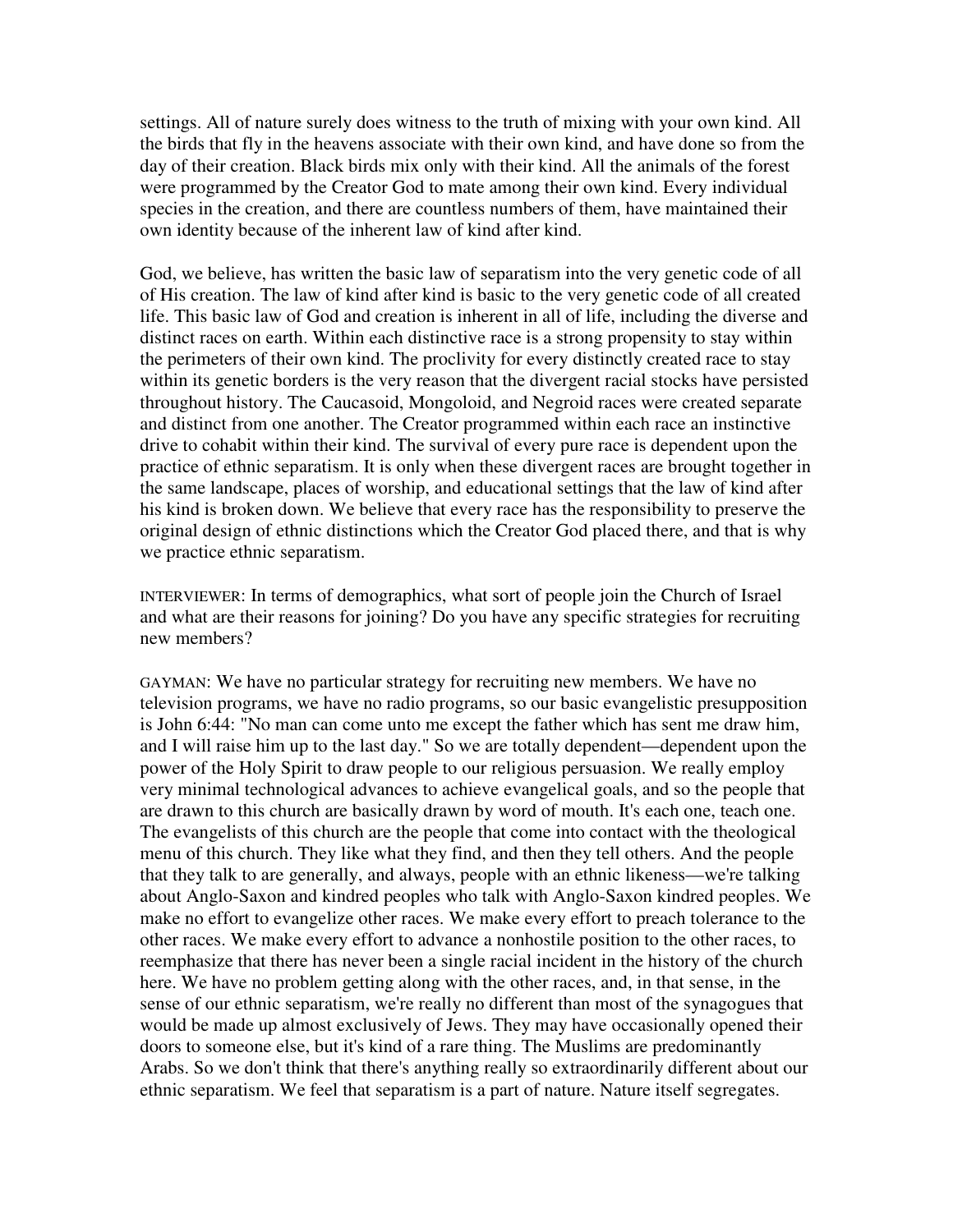settings. All of nature surely does witness to the truth of mixing with your own kind. All the birds that fly in the heavens associate with their own kind, and have done so from the day of their creation. Black birds mix only with their kind. All the animals of the forest were programmed by the Creator God to mate among their own kind. Every individual species in the creation, and there are countless numbers of them, have maintained their own identity because of the inherent law of kind after kind.

God, we believe, has written the basic law of separatism into the very genetic code of all of His creation. The law of kind after kind is basic to the very genetic code of all created life. This basic law of God and creation is inherent in all of life, including the diverse and distinct races on earth. Within each distinctive race is a strong propensity to stay within the perimeters of their own kind. The proclivity for every distinctly created race to stay within its genetic borders is the very reason that the divergent racial stocks have persisted throughout history. The Caucasoid, Mongoloid, and Negroid races were created separate and distinct from one another. The Creator programmed within each race an instinctive drive to cohabit within their kind. The survival of every pure race is dependent upon the practice of ethnic separatism. It is only when these divergent races are brought together in the same landscape, places of worship, and educational settings that the law of kind after his kind is broken down. We believe that every race has the responsibility to preserve the original design of ethnic distinctions which the Creator God placed there, and that is why we practice ethnic separatism.

INTERVIEWER: In terms of demographics, what sort of people join the Church of Israel and what are their reasons for joining? Do you have any specific strategies for recruiting new members?

GAYMAN: We have no particular strategy for recruiting new members. We have no television programs, we have no radio programs, so our basic evangelistic presupposition is John 6:44: "No man can come unto me except the father which has sent me draw him, and I will raise him up to the last day." So we are totally dependent—dependent upon the power of the Holy Spirit to draw people to our religious persuasion. We really employ very minimal technological advances to achieve evangelical goals, and so the people that are drawn to this church are basically drawn by word of mouth. It's each one, teach one. The evangelists of this church are the people that come into contact with the theological menu of this church. They like what they find, and then they tell others. And the people that they talk to are generally, and always, people with an ethnic likeness—we're talking about Anglo-Saxon and kindred peoples who talk with Anglo-Saxon kindred peoples. We make no effort to evangelize other races. We make every effort to preach tolerance to the other races. We make every effort to advance a nonhostile position to the other races, to reemphasize that there has never been a single racial incident in the history of the church here. We have no problem getting along with the other races, and, in that sense, in the sense of our ethnic separatism, we're really no different than most of the synagogues that would be made up almost exclusively of Jews. They may have occasionally opened their doors to someone else, but it's kind of a rare thing. The Muslims are predominantly Arabs. So we don't think that there's anything really so extraordinarily different about our ethnic separatism. We feel that separatism is a part of nature. Nature itself segregates.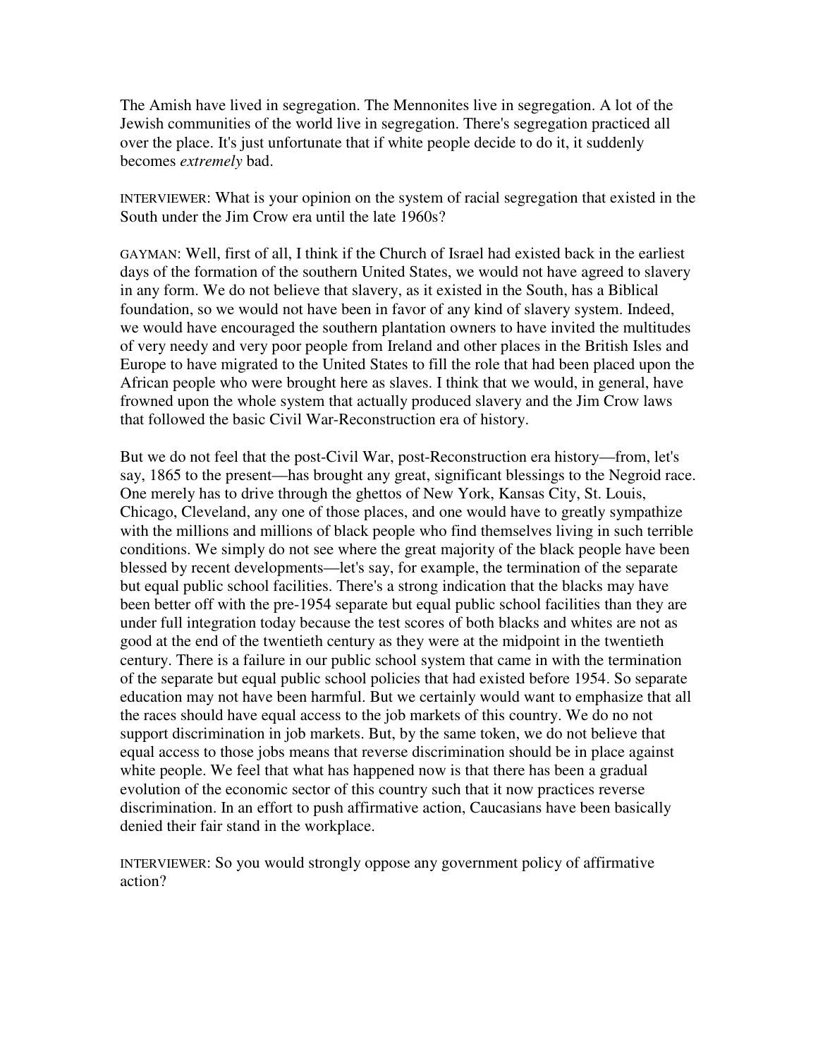The Amish have lived in segregation. The Mennonites live in segregation. A lot of the Jewish communities of the world live in segregation. There's segregation practiced all over the place. It's just unfortunate that if white people decide to do it, it suddenly becomes *extremely* bad.

INTERVIEWER: What is your opinion on the system of racial segregation that existed in the South under the Jim Crow era until the late 1960s?

GAYMAN: Well, first of all, I think if the Church of Israel had existed back in the earliest days of the formation of the southern United States, we would not have agreed to slavery in any form. We do not believe that slavery, as it existed in the South, has a Biblical foundation, so we would not have been in favor of any kind of slavery system. Indeed, we would have encouraged the southern plantation owners to have invited the multitudes of very needy and very poor people from Ireland and other places in the British Isles and Europe to have migrated to the United States to fill the role that had been placed upon the African people who were brought here as slaves. I think that we would, in general, have frowned upon the whole system that actually produced slavery and the Jim Crow laws that followed the basic Civil War-Reconstruction era of history.

But we do not feel that the post-Civil War, post-Reconstruction era history—from, let's say, 1865 to the present—has brought any great, significant blessings to the Negroid race. One merely has to drive through the ghettos of New York, Kansas City, St. Louis, Chicago, Cleveland, any one of those places, and one would have to greatly sympathize with the millions and millions of black people who find themselves living in such terrible conditions. We simply do not see where the great majority of the black people have been blessed by recent developments—let's say, for example, the termination of the separate but equal public school facilities. There's a strong indication that the blacks may have been better off with the pre-1954 separate but equal public school facilities than they are under full integration today because the test scores of both blacks and whites are not as good at the end of the twentieth century as they were at the midpoint in the twentieth century. There is a failure in our public school system that came in with the termination of the separate but equal public school policies that had existed before 1954. So separate education may not have been harmful. But we certainly would want to emphasize that all the races should have equal access to the job markets of this country. We do no not support discrimination in job markets. But, by the same token, we do not believe that equal access to those jobs means that reverse discrimination should be in place against white people. We feel that what has happened now is that there has been a gradual evolution of the economic sector of this country such that it now practices reverse discrimination. In an effort to push affirmative action, Caucasians have been basically denied their fair stand in the workplace.

INTERVIEWER: So you would strongly oppose any government policy of affirmative action?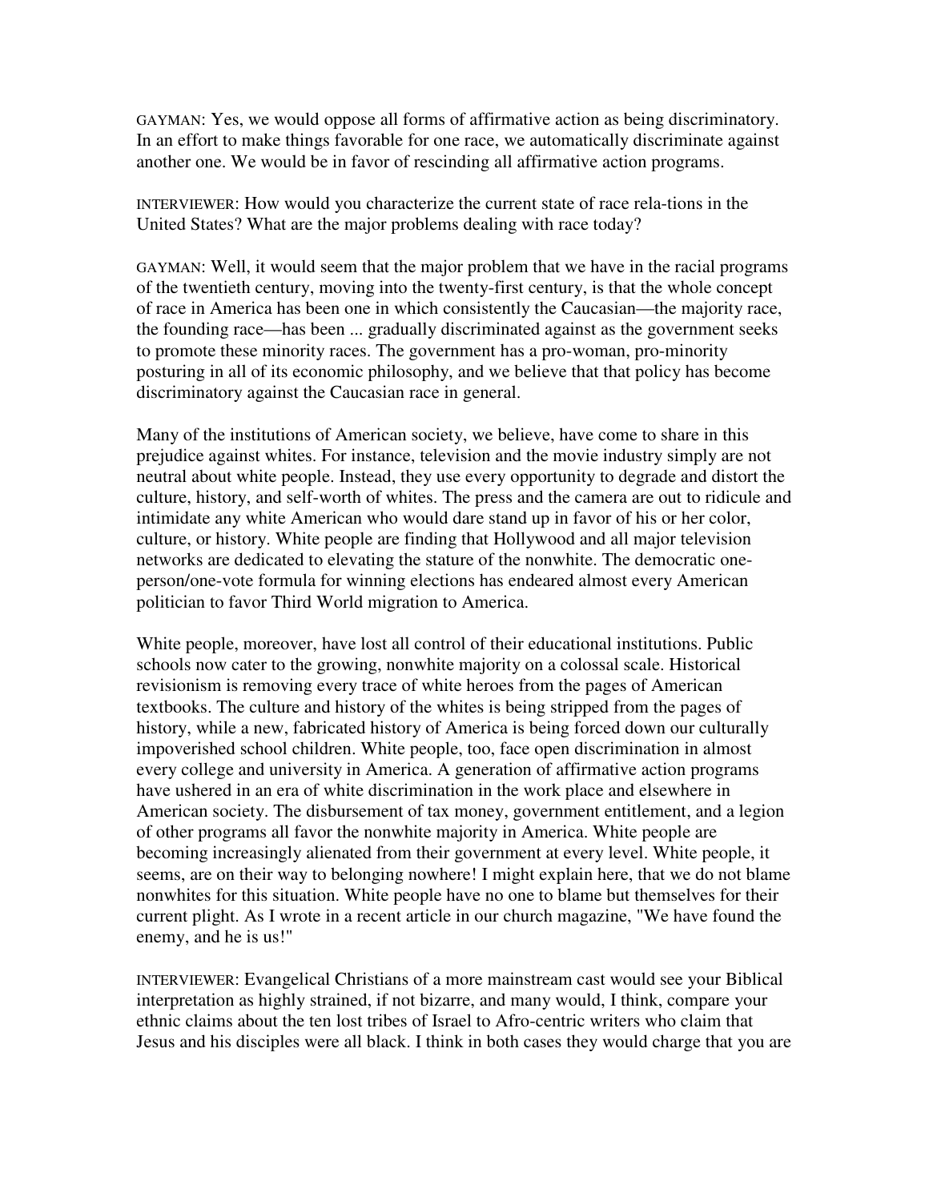GAYMAN: Yes, we would oppose all forms of affirmative action as being discriminatory. In an effort to make things favorable for one race, we automatically discriminate against another one. We would be in favor of rescinding all affirmative action programs.

INTERVIEWER: How would you characterize the current state of race rela-tions in the United States? What are the major problems dealing with race today?

GAYMAN: Well, it would seem that the major problem that we have in the racial programs of the twentieth century, moving into the twenty-first century, is that the whole concept of race in America has been one in which consistently the Caucasian—the majority race, the founding race—has been ... gradually discriminated against as the government seeks to promote these minority races. The government has a pro-woman, pro-minority posturing in all of its economic philosophy, and we believe that that policy has become discriminatory against the Caucasian race in general.

Many of the institutions of American society, we believe, have come to share in this prejudice against whites. For instance, television and the movie industry simply are not neutral about white people. Instead, they use every opportunity to degrade and distort the culture, history, and self-worth of whites. The press and the camera are out to ridicule and intimidate any white American who would dare stand up in favor of his or her color, culture, or history. White people are finding that Hollywood and all major television networks are dedicated to elevating the stature of the nonwhite. The democratic one-person/one-vote formula for winning elections has endeared almost every American politician to favor Third World migration to America.

White people, moreover, have lost all control of their educational institutions. Public schools now cater to the growing, nonwhite majority on a colossal scale. Historical revisionism is removing every trace of white heroes from the pages of American textbooks. The culture and history of the whites is being stripped from the pages of history, while a new, fabricated history of America is being forced down our culturally impoverished school children. White people, too, face open discrimination in almost every college and university in America. A generation of affirmative action programs have ushered in an era of white discrimination in the work place and elsewhere in American society. The disbursement of tax money, government entitlement, and a legion of other programs all favor the nonwhite majority in America. White people are becoming increasingly alienated from their government at every level. White people, it seems, are on their way to belonging nowhere! I might explain here, that we do not blame nonwhites for this situation. White people have no one to blame but themselves for their current plight. As I wrote in a recent article in our church magazine, "We have found the enemy, and he is us!"

INTERVIEWER: Evangelical Christians of a more mainstream cast would see your Biblical interpretation as highly strained, if not bizarre, and many would, I think, compare your ethnic claims about the ten lost tribes of Israel to Afro-centric writers who claim that Jesus and his disciples were all black. I think in both cases they would charge that you are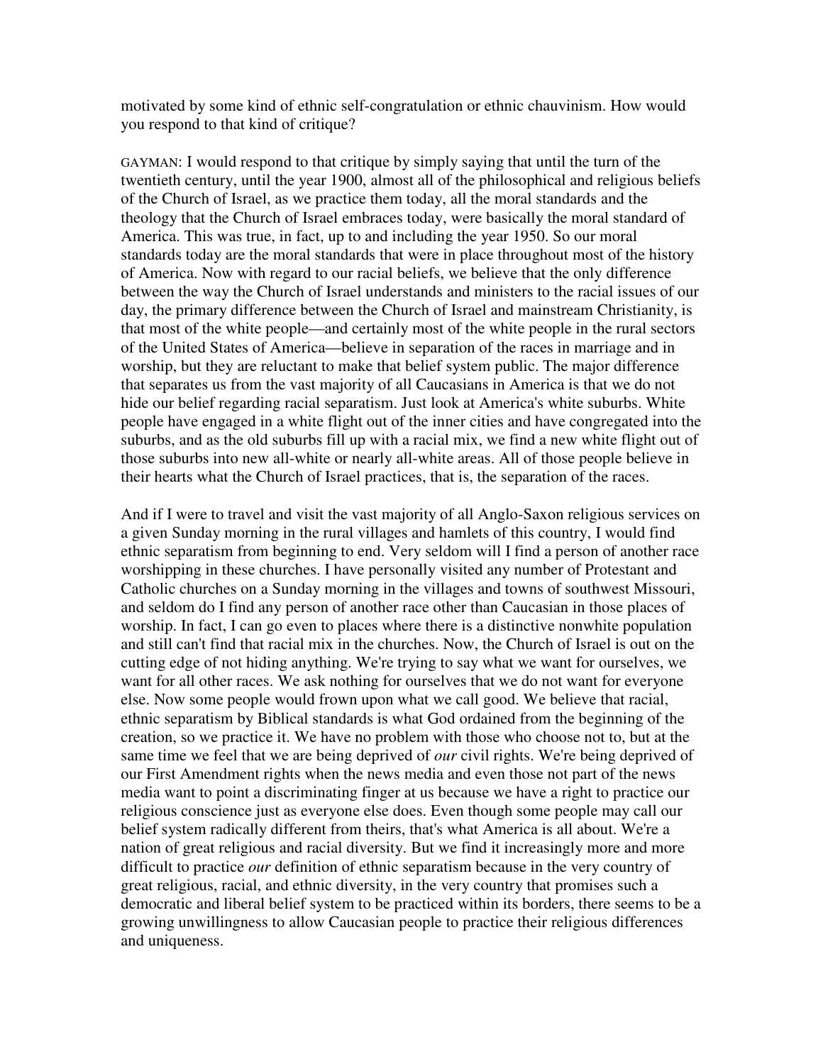motivated by some kind of ethnic self-congratulation or ethnic chauvinism. How would you respond to that kind of critique?

GAYMAN: I would respond to that critique by simply saying that until the turn of the twentieth century, until the year 1900, almost all of the philosophical and religious beliefs of the Church of Israel, as we practice them today, all the moral standards and the theology that the Church of Israel embraces today, were basically the moral standard of America. This was true, in fact, up to and including the year 1950. So our moral standards today are the moral standards that were in place throughout most of the history of America. Now with regard to our racial beliefs, we believe that the only difference between the way the Church of Israel understands and ministers to the racial issues of our day, the primary difference between the Church of Israel and mainstream Christianity, is that most of the white people—and certainly most of the white people in the rural sectors of the United States of America—believe in separation of the races in marriage and in worship, but they are reluctant to make that belief system public. The major difference that separates us from the vast majority of all Caucasians in America is that we do not hide our belief regarding racial separatism. Just look at America's white suburbs. White people have engaged in a white flight out of the inner cities and have congregated into the suburbs, and as the old suburbs fill up with a racial mix, we find a new white flight out of those suburbs into new all-white or nearly all-white areas. All of those people believe in their hearts what the Church of Israel practices, that is, the separation of the races.

And if I were to travel and visit the vast majority of all Anglo-Saxon religious services on a given Sunday morning in the rural villages and hamlets of this country, I would find ethnic separatism from beginning to end. Very seldom will I find a person of another race worshipping in these churches. I have personally visited any number of Protestant and Catholic churches on a Sunday morning in the villages and towns of southwest Missouri, and seldom do I find any person of another race other than Caucasian in those places of worship. In fact, I can go even to places where there is a distinctive nonwhite population and still can't find that racial mix in the churches. Now, the Church of Israel is out on the cutting edge of not hiding anything. We're trying to say what we want for ourselves, we want for all other races. We ask nothing for ourselves that we do not want for everyone else. Now some people would frown upon what we call good. We believe that racial, ethnic separatism by Biblical standards is what God ordained from the beginning of the creation, so we practice it. We have no problem with those who choose not to, but at the same time we feel that we are being deprived of *our* civil rights. We're being deprived of our First Amendment rights when the news media and even those not part of the news media want to point a discriminating finger at us because we have a right to practice our religious conscience just as everyone else does. Even though some people may call our belief system radically different from theirs, that's what America is all about. We're a nation of great religious and racial diversity. But we find it increasingly more and more difficult to practice *our* definition of ethnic separatism because in the very country of great religious, racial, and ethnic diversity, in the very country that promises such a democratic and liberal belief system to be practiced within its borders, there seems to be a growing unwillingness to allow Caucasian people to practice their religious differences and uniqueness.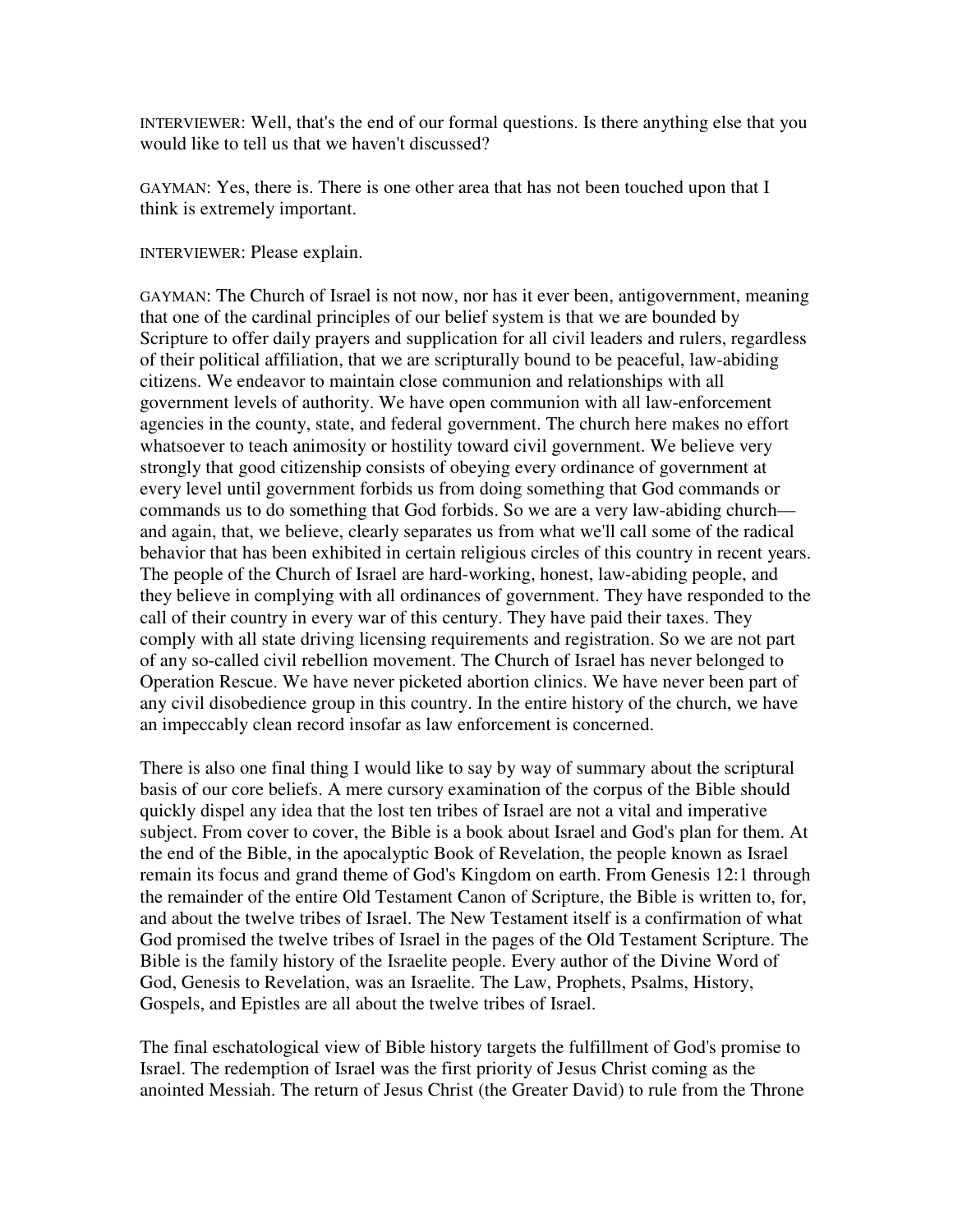INTERVIEWER: Well, that's the end of our formal questions. Is there anything else that you would like to tell us that we haven't discussed?

GAYMAN: Yes, there is. There is one other area that has not been touched upon that I think is extremely important.

INTERVIEWER: Please explain.

GAYMAN: The Church of Israel is not now, nor has it ever been, antigovernment, meaning that one of the cardinal principles of our belief system is that we are bounded by Scripture to offer daily prayers and supplication for all civil leaders and rulers, regardless of their political affiliation, that we are scripturally bound to be peaceful, law-abiding citizens. We endeavor to maintain close communion and relationships with all government levels of authority. We have open communion with all law-enforcement agencies in the county, state, and federal government. The church here makes no effort whatsoever to teach animosity or hostility toward civil government. We believe very strongly that good citizenship consists of obeying every ordinance of government at every level until government forbids us from doing something that God commands or commands us to do something that God forbids. So we are a very law-abiding church—and again, that, we believe, clearly separates us from what we'll call some of the radical behavior that has been exhibited in certain religious circles of this country in recent years. The people of the Church of Israel are hard-working, honest, law-abiding people, and they believe in complying with all ordinances of government. They have responded to the call of their country in every war of this century. They have paid their taxes. They comply with all state driving licensing requirements and registration. So we are not part of any so-called civil rebellion movement. The Church of Israel has never belonged to Operation Rescue. We have never picketed abortion clinics. We have never been part of any civil disobedience group in this country. In the entire history of the church, we have an impeccably clean record insofar as law enforcement is concerned.

There is also one final thing I would like to say by way of summary about the scriptural basis of our core beliefs. A mere cursory examination of the corpus of the Bible should quickly dispel any idea that the lost ten tribes of Israel are not a vital and imperative subject. From cover to cover, the Bible is a book about Israel and God's plan for them. At the end of the Bible, in the apocalyptic Book of Revelation, the people known as Israel remain its focus and grand theme of God's Kingdom on earth. From Genesis 12:1 through the remainder of the entire Old Testament Canon of Scripture, the Bible is written to, for, and about the twelve tribes of Israel. The New Testament itself is a confirmation of what God promised the twelve tribes of Israel in the pages of the Old Testament Scripture. The Bible is the family history of the Israelite people. Every author of the Divine Word of God, Genesis to Revelation, was an Israelite. The Law, Prophets, Psalms, History, Gospels, and Epistles are all about the twelve tribes of Israel.

The final eschatological view of Bible history targets the fulfillment of God's promise to Israel. The redemption of Israel was the first priority of Jesus Christ coming as the anointed Messiah. The return of Jesus Christ (the Greater David) to rule from the Throne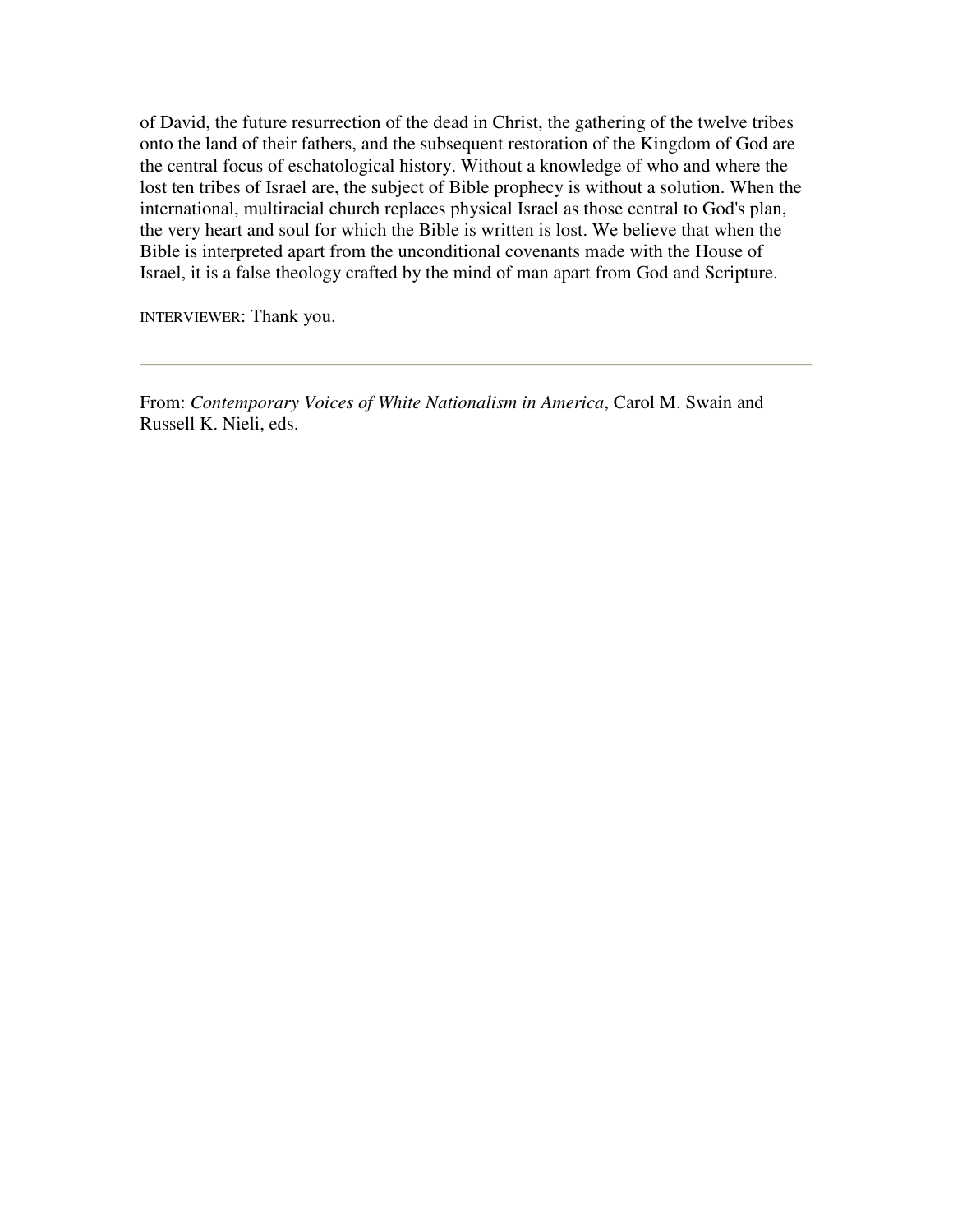of David, the future resurrection of the dead in Christ, the gathering of the twelve tribes onto the land of their fathers, and the subsequent restoration of the Kingdom of God are the central focus of eschatological history. Without a knowledge of who and where the lost ten tribes of Israel are, the subject of Bible prophecy is without a solution. When the international, multiracial church replaces physical Israel as those central to God's plan, the very heart and soul for which the Bible is written is lost. We believe that when the Bible is interpreted apart from the unconditional covenants made with the House of Israel, it is a false theology crafted by the mind of man apart from God and Scripture.

INTERVIEWER: Thank you.

---

From: *Contemporary Voices of White Nationalism in America*, Carol M. Swain and Russell K. Nieli, eds.